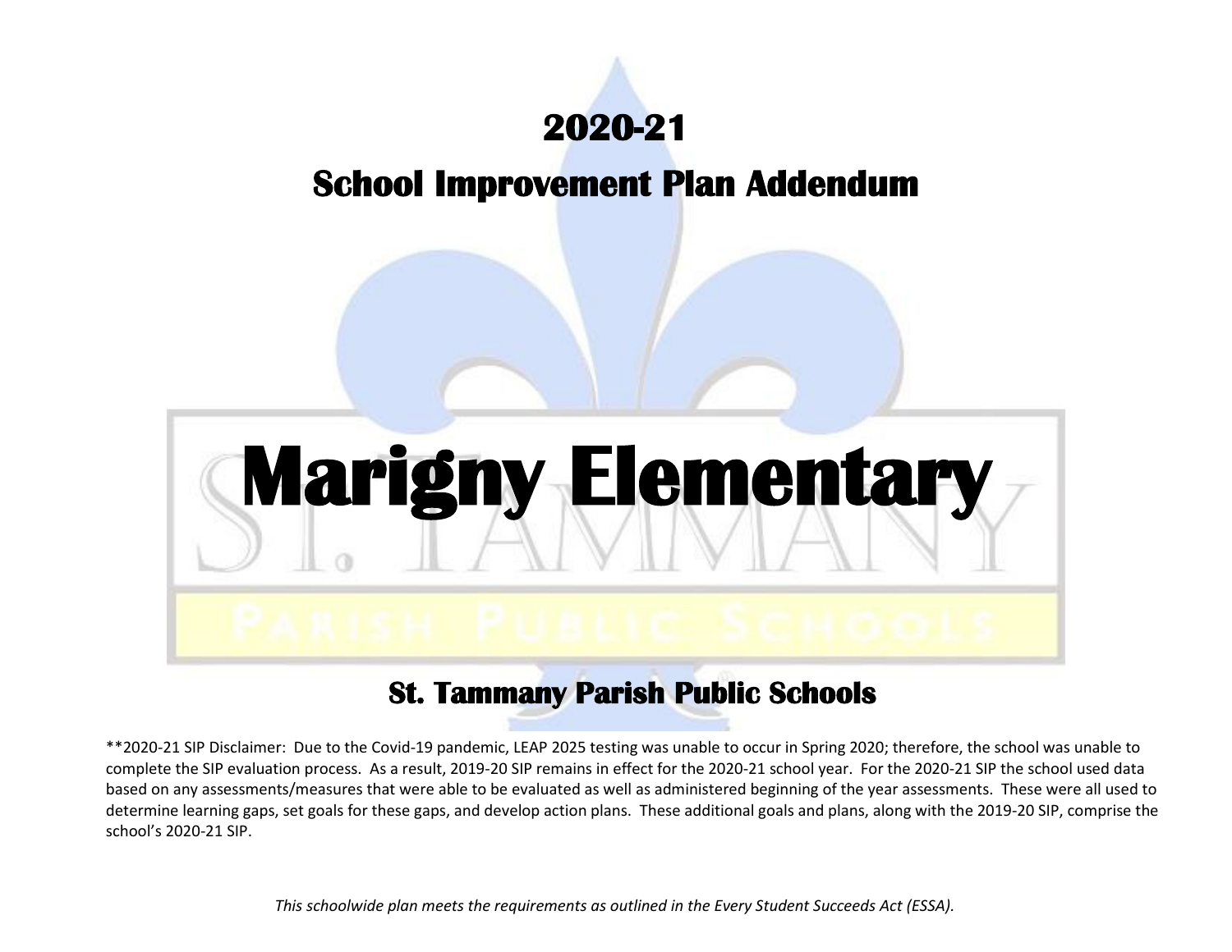# 2020-21

## School Improvement Plan Addendum

# Marigny Elementary

## St. Tammany Parish Public Schools

**2020-21 SIP Disclaimer: Due to the Covid-19 pandemic, LEAP 2025 testing was unable to occur in Spring 2020; therefore, the school was unable to complete the SIP evaluation process. As a result, 2019-20 SIP remains in effect for the 2020-21 school year. For the 2020-21 SIP the school used data based on any assessments/measures that were able to be evaluated as well as administered beginning of the year assessments. These were all used to determine learning gaps, set goals for these gaps, and develop action plans. These additional goals and plans, along with the 2019-20 SIP, comprise the school's 2020-21 SIP.

*This schoolwide plan meets the requirements as outlined in the Every Student Succeeds Act (ESSA).*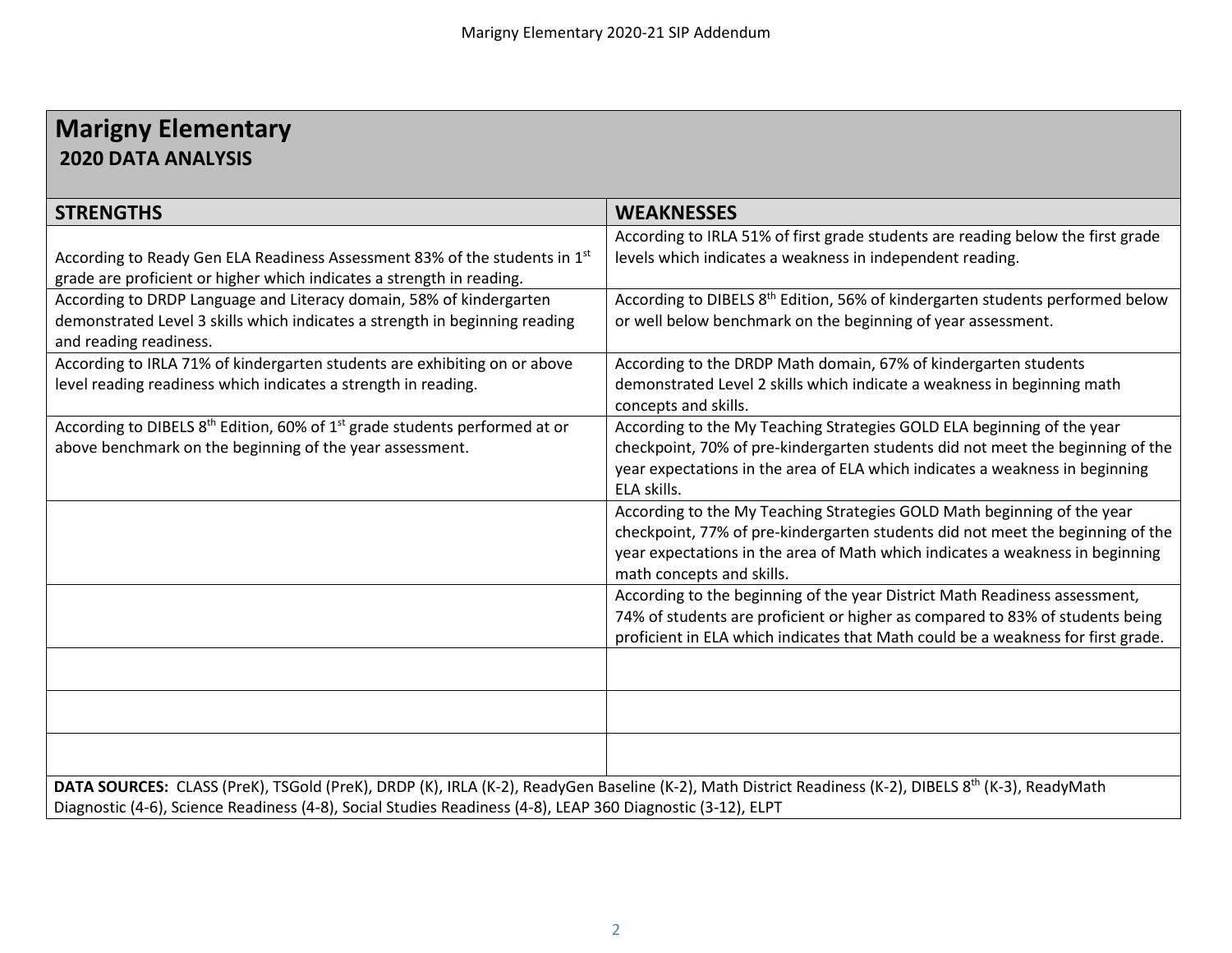# Marigny Elementary

## 2020 DATA ANALYSIS

| STRENGTHS | WEAKNESSES |
| --- | --- |
| According to Ready Gen ELA Readiness Assessment 83% of the students in 1st grade are proficient or higher which indicates a strength in reading. | According to IRLA 51% of first grade students are reading below the first grade levels which indicates a weakness in independent reading. |
| According to DRDP Language and Literacy domain, 58% of kindergarten demonstrated Level 3 skills which indicates a strength in beginning reading and reading readiness. | According to DIBELS 8th Edition, 56% of kindergarten students performed below or well below benchmark on the beginning of year assessment. |
| According to IRLA 71% of kindergarten students are exhibiting on or above level reading readiness which indicates a strength in reading. | According to the DRDP Math domain, 67% of kindergarten students demonstrated Level 2 skills which indicate a weakness in beginning math concepts and skills. |
| According to DIBELS 8th Edition, 60% of 1st grade students performed at or above benchmark on the beginning of the year assessment. | According to the My Teaching Strategies GOLD ELA beginning of the year checkpoint, 70% of pre-kindergarten students did not meet the beginning of the year expectations in the area of ELA which indicates a weakness in beginning ELA skills. |
| | According to the My Teaching Strategies GOLD Math beginning of the year checkpoint, 77% of pre-kindergarten students did not meet the beginning of the year expectations in the area of Math which indicates a weakness in beginning math concepts and skills. |
| | According to the beginning of the year District Math Readiness assessment, 74% of students are proficient or higher as compared to 83% of students being proficient in ELA which indicates that Math could be a weakness for first grade. |
| | |
| | |
| | |

**DATA SOURCES:** CLASS (PreK), TSGold (PreK), DRDP (K), IRLA (K-2), ReadyGen Baseline (K-2), Math District Readiness (K-2), DIBELS 8th (K-3), ReadyMath Diagnostic (4-6), Science Readiness (4-8), Social Studies Readiness (4-8), LEAP 360 Diagnostic (3-12), ELPT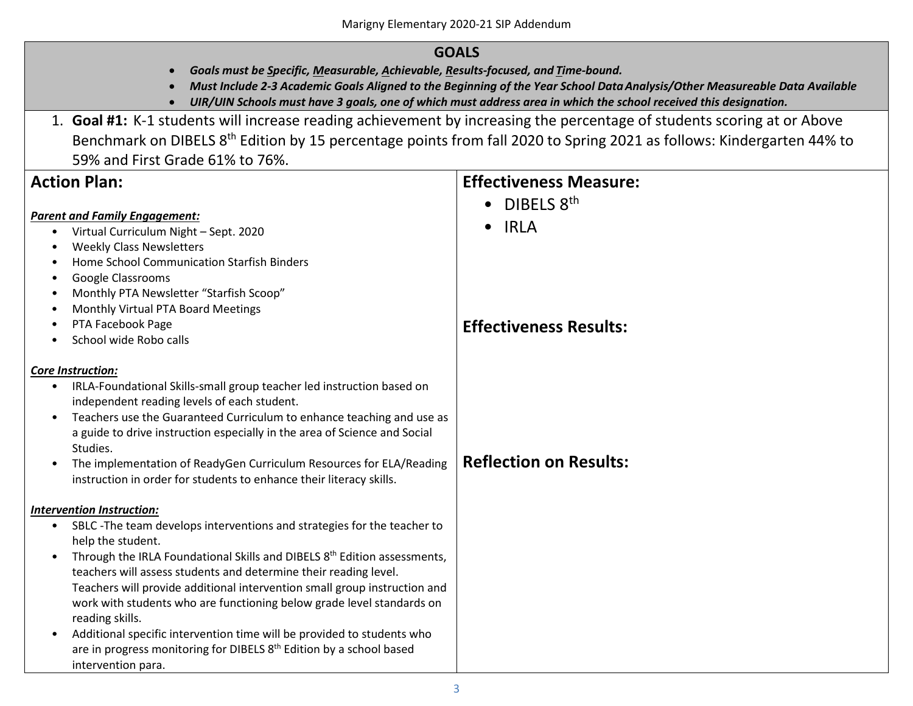## GOALS

- ***Goals must be Specific, Measurable, Achievable, Results-focused, and Time-bound.***
- ***Must Include 2-3 Academic Goals Aligned to the Beginning of the Year School Data Analysis/Other Measureable Data Available***
- ***UIR/UIN Schools must have 3 goals, one of which must address area in which the school received this designation.***

1. **Goal #1:** K-1 students will increase reading achievement by increasing the percentage of students scoring at or Above Benchmark on DIBELS 8th Edition by 15 percentage points from fall 2020 to Spring 2021 as follows: Kindergarten 44% to 59% and First Grade 61% to 76%.

### Action Plan:

***Parent and Family Engagement:***

- Virtual Curriculum Night – Sept. 2020
- Weekly Class Newsletters
- Home School Communication Starfish Binders
- Google Classrooms
- Monthly PTA Newsletter "Starfish Scoop"
- Monthly Virtual PTA Board Meetings
- PTA Facebook Page
- School wide Robo calls

***Core Instruction:***

- IRLA-Foundational Skills-small group teacher led instruction based on independent reading levels of each student.
- Teachers use the Guaranteed Curriculum to enhance teaching and use as a guide to drive instruction especially in the area of Science and Social Studies.
- The implementation of ReadyGen Curriculum Resources for ELA/Reading instruction in order for students to enhance their literacy skills.

***Intervention Instruction:***

- SBLC -The team develops interventions and strategies for the teacher to help the student.
- Through the IRLA Foundational Skills and DIBELS 8th Edition assessments, teachers will assess students and determine their reading level. Teachers will provide additional intervention small group instruction and work with students who are functioning below grade level standards on reading skills.
- Additional specific intervention time will be provided to students who are in progress monitoring for DIBELS 8th Edition by a school based intervention para.

### Effectiveness Measure:

- DIBELS 8th
- IRLA

### Effectiveness Results:

### Reflection on Results: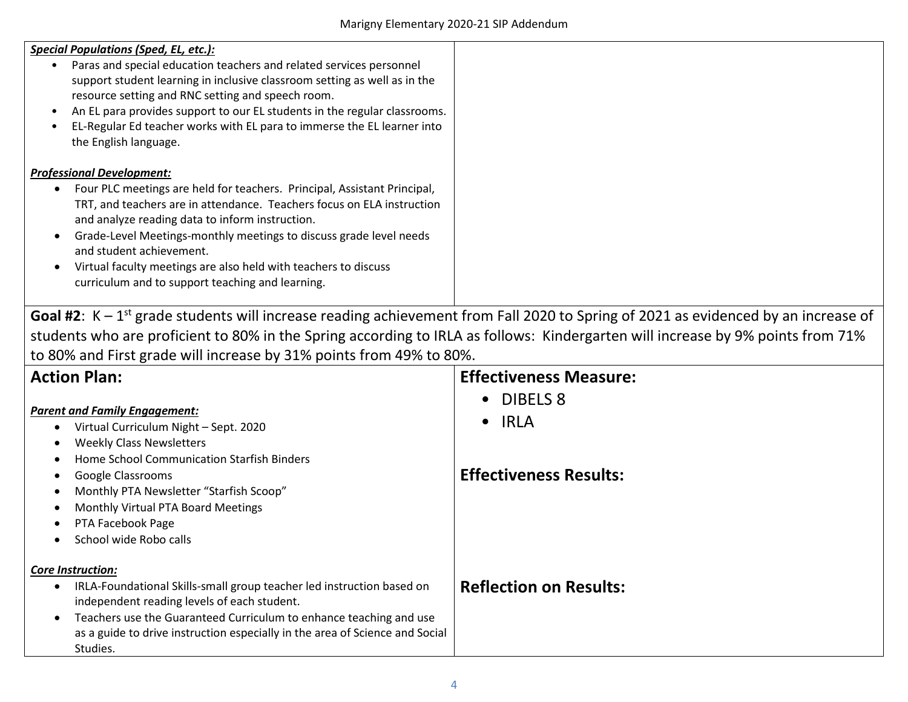| | |
|---|---|
| ***Special Populations (Sped, EL, etc.):*** <br>• Paras and special education teachers and related services personnel support student learning in inclusive classroom setting as well as in the resource setting and RNC setting and speech room. <br>• An EL para provides support to our EL students in the regular classrooms. <br>• EL-Regular Ed teacher works with EL para to immerse the EL learner into the English language. <br><br>***Professional Development:*** <br>• Four PLC meetings are held for teachers. Principal, Assistant Principal, TRT, and teachers are in attendance. Teachers focus on ELA instruction and analyze reading data to inform instruction. <br>• Grade-Level Meetings-monthly meetings to discuss grade level needs and student achievement. <br>• Virtual faculty meetings are also held with teachers to discuss curriculum and to support teaching and learning. | |

**Goal #2**: K – 1st grade students will increase reading achievement from Fall 2020 to Spring of 2021 as evidenced by an increase of students who are proficient to 80% in the Spring according to IRLA as follows: Kindergarten will increase by 9% points from 71% to 80% and First grade will increase by 31% points from 49% to 80%.

| **Action Plan:** | **Effectiveness Measure:** |
|---|---|
| ***Parent and Family Engagement:*** <br>• Virtual Curriculum Night – Sept. 2020 <br>• Weekly Class Newsletters <br>• Home School Communication Starfish Binders <br>• Google Classrooms <br>• Monthly PTA Newsletter "Starfish Scoop" <br>• Monthly Virtual PTA Board Meetings <br>• PTA Facebook Page <br>• School wide Robo calls <br><br>***Core Instruction:*** <br>• IRLA-Foundational Skills-small group teacher led instruction based on independent reading levels of each student. <br>• Teachers use the Guaranteed Curriculum to enhance teaching and use as a guide to drive instruction especially in the area of Science and Social Studies. | • DIBELS 8 <br>• IRLA <br><br>**Effectiveness Results:** <br><br><br>**Reflection on Results:** |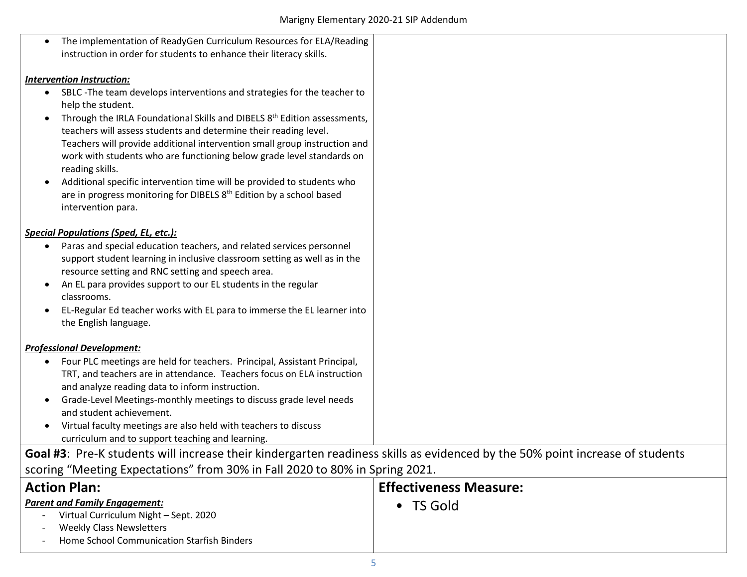- The implementation of ReadyGen Curriculum Resources for ELA/Reading instruction in order for students to enhance their literacy skills.

***Intervention Instruction:***

- SBLC -The team develops interventions and strategies for the teacher to help the student.
- Through the IRLA Foundational Skills and DIBELS 8th Edition assessments, teachers will assess students and determine their reading level. Teachers will provide additional intervention small group instruction and work with students who are functioning below grade level standards on reading skills.
- Additional specific intervention time will be provided to students who are in progress monitoring for DIBELS 8th Edition by a school based intervention para.

***Special Populations (Sped, EL, etc.):***

- Paras and special education teachers, and related services personnel support student learning in inclusive classroom setting as well as in the resource setting and RNC setting and speech area.
- An EL para provides support to our EL students in the regular classrooms.
- EL-Regular Ed teacher works with EL para to immerse the EL learner into the English language.

***Professional Development:***

- Four PLC meetings are held for teachers. Principal, Assistant Principal, TRT, and teachers are in attendance. Teachers focus on ELA instruction and analyze reading data to inform instruction.
- Grade-Level Meetings-monthly meetings to discuss grade level needs and student achievement.
- Virtual faculty meetings are also held with teachers to discuss curriculum and to support teaching and learning.

**Goal #3**: Pre-K students will increase their kindergarten readiness skills as evidenced by the 50% point increase of students scoring "Meeting Expectations" from 30% in Fall 2020 to 80% in Spring 2021.

| **Action Plan:** | **Effectiveness Measure:** |
|---|---|
| ***Parent and Family Engagement:*** <br> - Virtual Curriculum Night – Sept. 2020 <br> - Weekly Class Newsletters <br> - Home School Communication Starfish Binders | • TS Gold |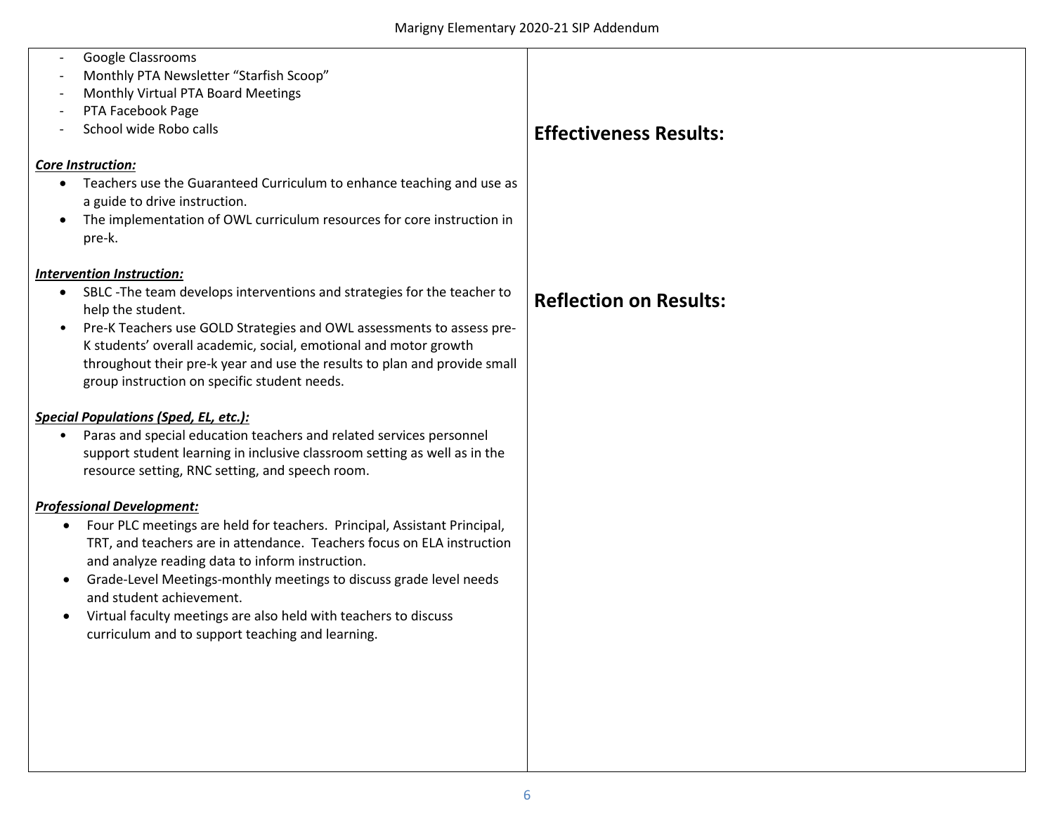| | |
|---|---|
| - Google Classrooms<br>- Monthly PTA Newsletter "Starfish Scoop"<br>- Monthly Virtual PTA Board Meetings<br>- PTA Facebook Page<br>- School wide Robo calls<br><br>***Core Instruction:***<br>• Teachers use the Guaranteed Curriculum to enhance teaching and use as a guide to drive instruction.<br>• The implementation of OWL curriculum resources for core instruction in pre-k.<br><br>***Intervention Instruction:***<br>• SBLC -The team develops interventions and strategies for the teacher to help the student.<br>• Pre-K Teachers use GOLD Strategies and OWL assessments to assess pre-K students' overall academic, social, emotional and motor growth throughout their pre-k year and use the results to plan and provide small group instruction on specific student needs.<br><br>***Special Populations (Sped, EL, etc.):***<br>• Paras and special education teachers and related services personnel support student learning in inclusive classroom setting as well as in the resource setting, RNC setting, and speech room.<br><br>***Professional Development:***<br>• Four PLC meetings are held for teachers. Principal, Assistant Principal, TRT, and teachers are in attendance. Teachers focus on ELA instruction and analyze reading data to inform instruction.<br>• Grade-Level Meetings-monthly meetings to discuss grade level needs and student achievement.<br>• Virtual faculty meetings are also held with teachers to discuss curriculum and to support teaching and learning. | **Effectiveness Results:**<br><br><br><br><br><br>**Reflection on Results:** |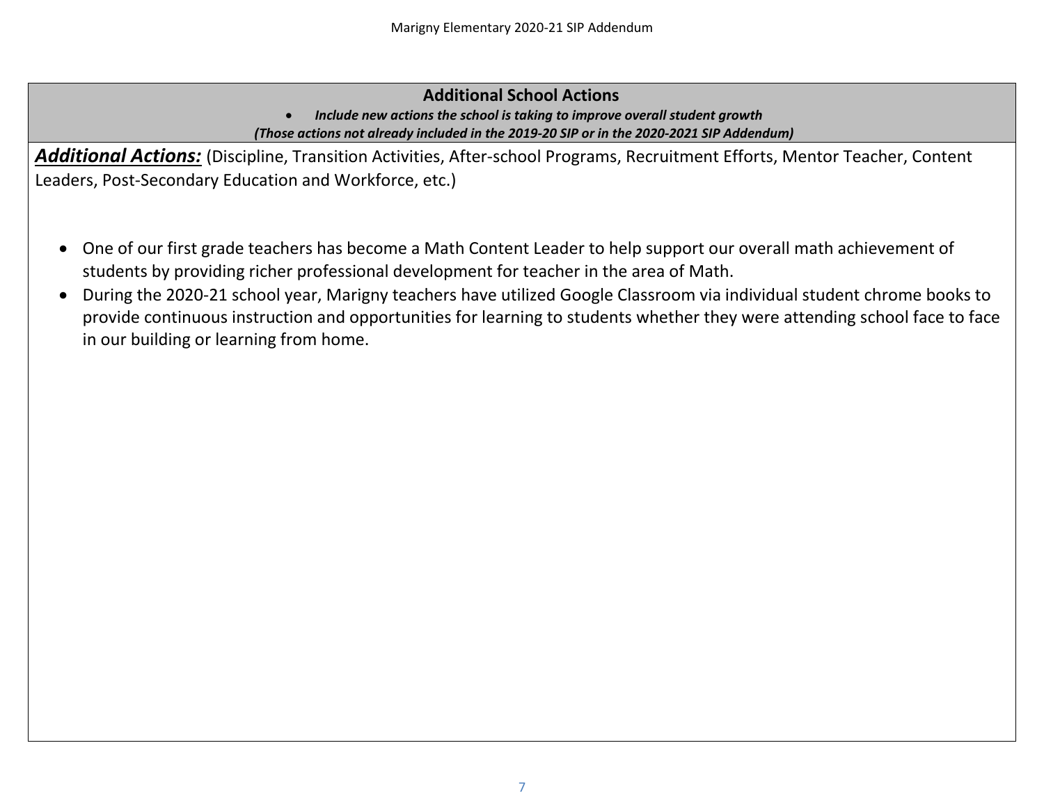## Additional School Actions

- ***Include new actions the school is taking to improve overall student growth***

***(Those actions not already included in the 2019-20 SIP or in the 2020-2021 SIP Addendum)***

***Additional Actions:*** (Discipline, Transition Activities, After-school Programs, Recruitment Efforts, Mentor Teacher, Content Leaders, Post-Secondary Education and Workforce, etc.)

- One of our first grade teachers has become a Math Content Leader to help support our overall math achievement of students by providing richer professional development for teacher in the area of Math.
- During the 2020-21 school year, Marigny teachers have utilized Google Classroom via individual student chrome books to provide continuous instruction and opportunities for learning to students whether they were attending school face to face in our building or learning from home.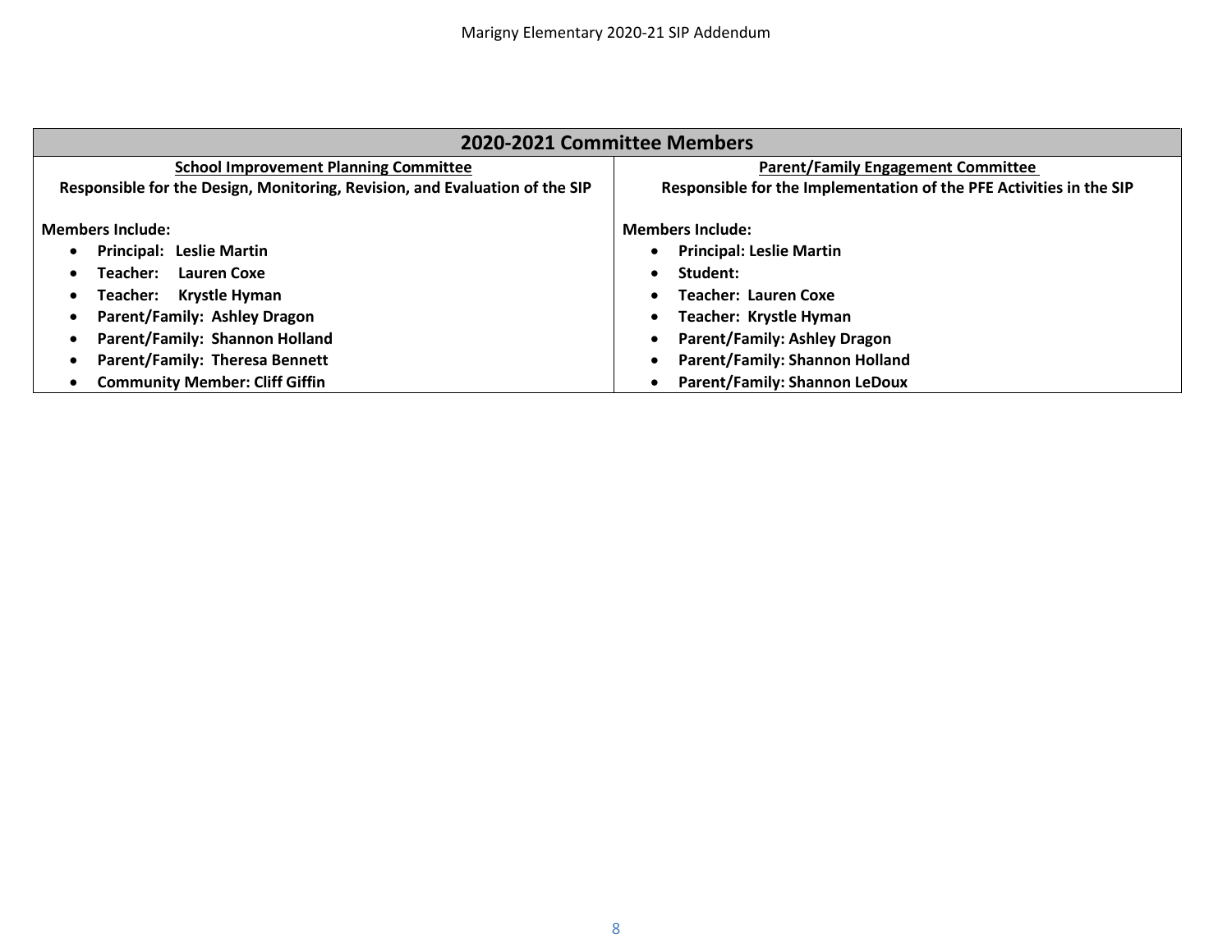| 2020-2021 Committee Members | |
|---|---|
| **School Improvement Planning Committee**<br>**Responsible for the Design, Monitoring, Revision, and Evaluation of the SIP**<br><br>**Members Include:**<br>• **Principal: Leslie Martin**<br>• **Teacher: Lauren Coxe**<br>• **Teacher: Krystle Hyman**<br>• **Parent/Family: Ashley Dragon**<br>• **Parent/Family: Shannon Holland**<br>• **Parent/Family: Theresa Bennett**<br>• **Community Member: Cliff Giffin** | **Parent/Family Engagement Committee**<br>**Responsible for the Implementation of the PFE Activities in the SIP**<br><br>**Members Include:**<br>• **Principal: Leslie Martin**<br>• **Student:**<br>• **Teacher: Lauren Coxe**<br>• **Teacher: Krystle Hyman**<br>• **Parent/Family: Ashley Dragon**<br>• **Parent/Family: Shannon Holland**<br>• **Parent/Family: Shannon LeDoux** |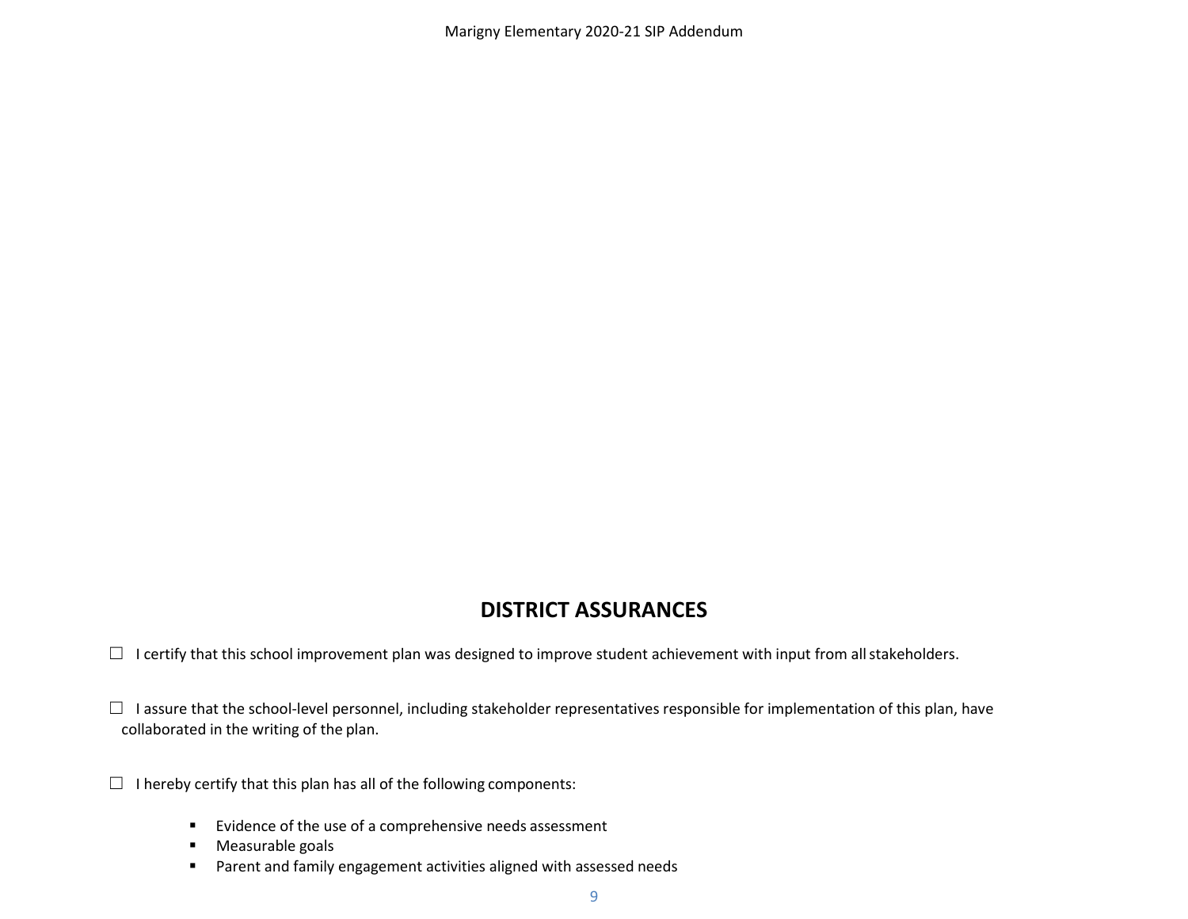## DISTRICT ASSURANCES

☐ I certify that this school improvement plan was designed to improve student achievement with input from all stakeholders.

☐ I assure that the school-level personnel, including stakeholder representatives responsible for implementation of this plan, have collaborated in the writing of the plan.

☐ I hereby certify that this plan has all of the following components:

- Evidence of the use of a comprehensive needs assessment
- Measurable goals
- Parent and family engagement activities aligned with assessed needs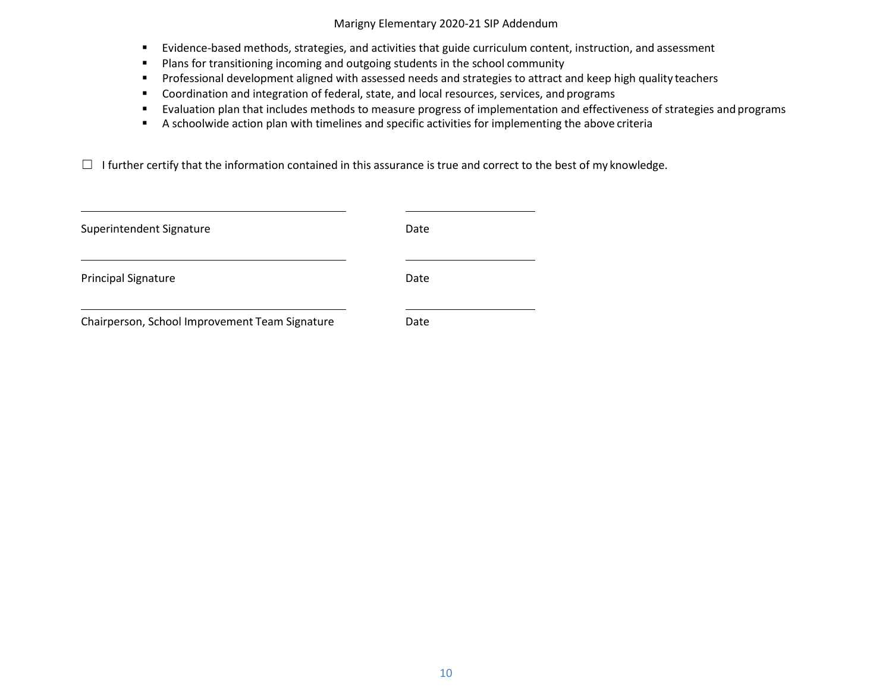- Evidence-based methods, strategies, and activities that guide curriculum content, instruction, and assessment
- Plans for transitioning incoming and outgoing students in the school community
- Professional development aligned with assessed needs and strategies to attract and keep high quality teachers
- Coordination and integration of federal, state, and local resources, services, and programs
- Evaluation plan that includes methods to measure progress of implementation and effectiveness of strategies and programs
- A schoolwide action plan with timelines and specific activities for implementing the above criteria

☐ I further certify that the information contained in this assurance is true and correct to the best of my knowledge.

_______________________________________ _______________

Superintendent Signature Date

_______________________________________ _______________

Principal Signature Date

_______________________________________ _______________

Chairperson, School Improvement Team Signature Date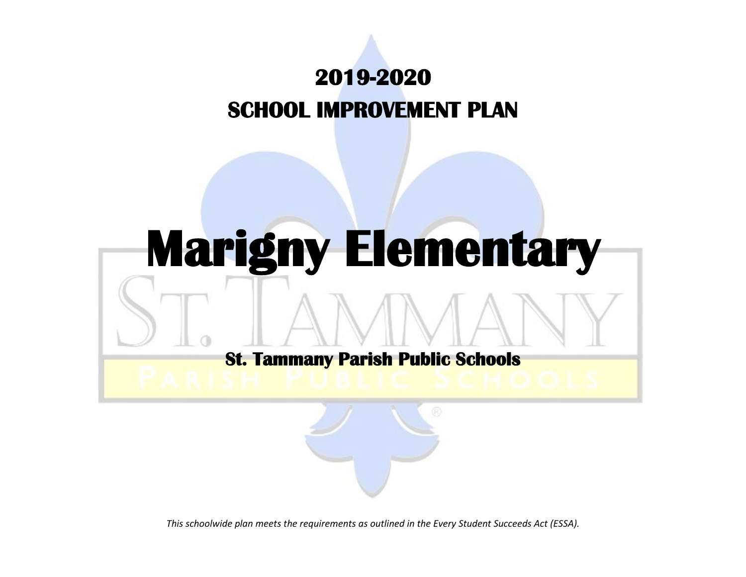# 2019-2020

# SCHOOL IMPROVEMENT PLAN

# Marigny Elementary

## St. Tammany Parish Public Schools

*This schoolwide plan meets the requirements as outlined in the Every Student Succeeds Act (ESSA).*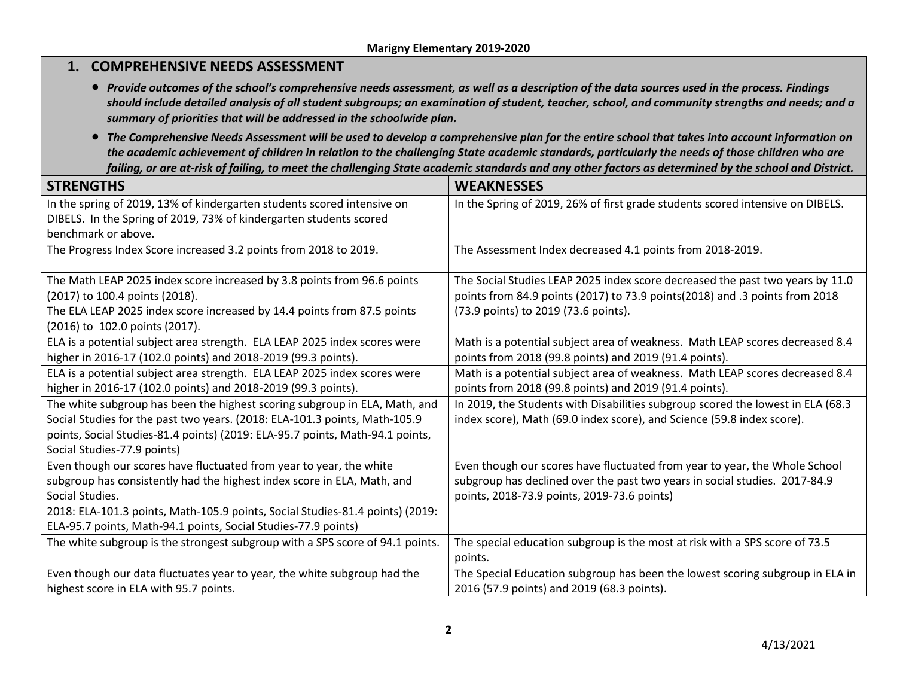**Marigny Elementary 2019-2020**

## 1. COMPREHENSIVE NEEDS ASSESSMENT

- ***Provide outcomes of the school's comprehensive needs assessment, as well as a description of the data sources used in the process. Findings should include detailed analysis of all student subgroups; an examination of student, teacher, school, and community strengths and needs; and a summary of priorities that will be addressed in the schoolwide plan.***
- ***The Comprehensive Needs Assessment will be used to develop a comprehensive plan for the entire school that takes into account information on the academic achievement of children in relation to the challenging State academic standards, particularly the needs of those children who are failing, or are at-risk of failing, to meet the challenging State academic standards and any other factors as determined by the school and District.***

| STRENGTHS | WEAKNESSES |
|---|---|
| In the spring of 2019, 13% of kindergarten students scored intensive on DIBELS. In the Spring of 2019, 73% of kindergarten students scored benchmark or above. | In the Spring of 2019, 26% of first grade students scored intensive on DIBELS. |
| The Progress Index Score increased 3.2 points from 2018 to 2019. | The Assessment Index decreased 4.1 points from 2018-2019. |
| The Math LEAP 2025 index score increased by 3.8 points from 96.6 points (2017) to 100.4 points (2018).<br>The ELA LEAP 2025 index score increased by 14.4 points from 87.5 points (2016) to 102.0 points (2017). | The Social Studies LEAP 2025 index score decreased the past two years by 11.0 points from 84.9 points (2017) to 73.9 points(2018) and .3 points from 2018 (73.9 points) to 2019 (73.6 points). |
| ELA is a potential subject area strength. ELA LEAP 2025 index scores were higher in 2016-17 (102.0 points) and 2018-2019 (99.3 points). | Math is a potential subject area of weakness. Math LEAP scores decreased 8.4 points from 2018 (99.8 points) and 2019 (91.4 points). |
| ELA is a potential subject area strength. ELA LEAP 2025 index scores were higher in 2016-17 (102.0 points) and 2018-2019 (99.3 points). | Math is a potential subject area of weakness. Math LEAP scores decreased 8.4 points from 2018 (99.8 points) and 2019 (91.4 points). |
| The white subgroup has been the highest scoring subgroup in ELA, Math, and Social Studies for the past two years. (2018: ELA-101.3 points, Math-105.9 points, Social Studies-81.4 points) (2019: ELA-95.7 points, Math-94.1 points, Social Studies-77.9 points) | In 2019, the Students with Disabilities subgroup scored the lowest in ELA (68.3 index score), Math (69.0 index score), and Science (59.8 index score). |
| Even though our scores have fluctuated from year to year, the white subgroup has consistently had the highest index score in ELA, Math, and Social Studies.<br>2018: ELA-101.3 points, Math-105.9 points, Social Studies-81.4 points) (2019: ELA-95.7 points, Math-94.1 points, Social Studies-77.9 points) | Even though our scores have fluctuated from year to year, the Whole School subgroup has declined over the past two years in social studies. 2017-84.9 points, 2018-73.9 points, 2019-73.6 points) |
| The white subgroup is the strongest subgroup with a SPS score of 94.1 points. | The special education subgroup is the most at risk with a SPS score of 73.5 points. |
| Even though our data fluctuates year to year, the white subgroup had the highest score in ELA with 95.7 points. | The Special Education subgroup has been the lowest scoring subgroup in ELA in 2016 (57.9 points) and 2019 (68.3 points). |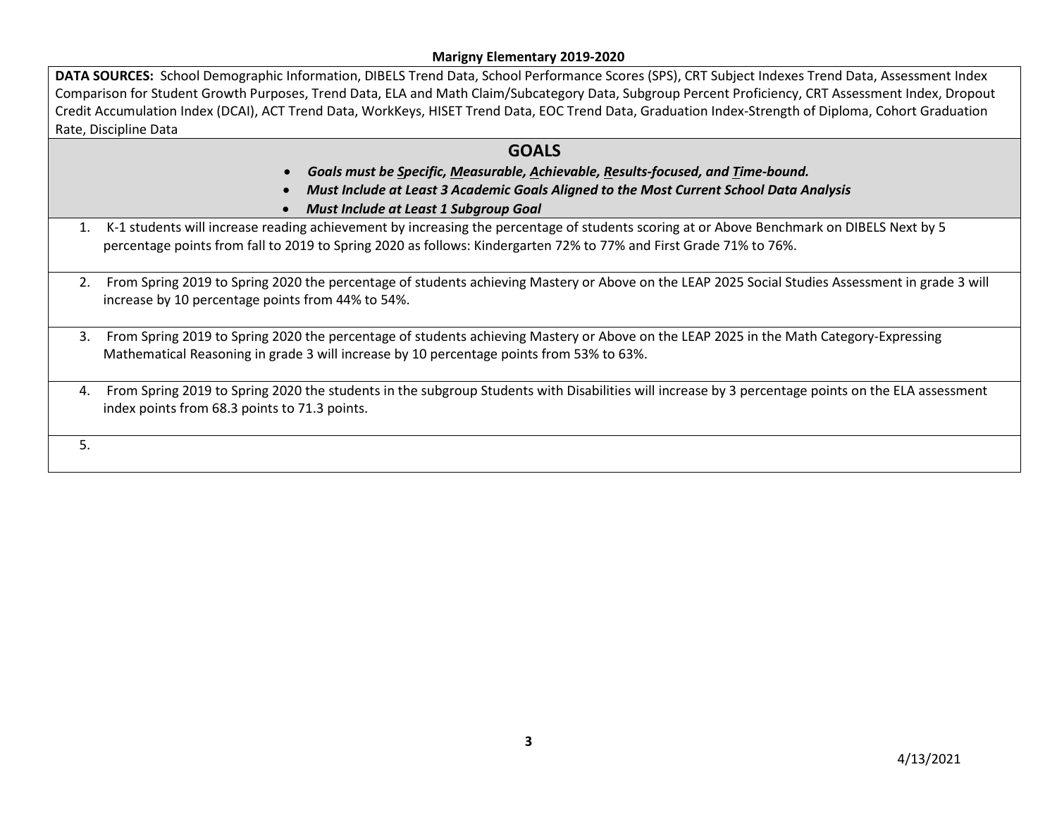**Marigny Elementary 2019-2020**

**DATA SOURCES:** School Demographic Information, DIBELS Trend Data, School Performance Scores (SPS), CRT Subject Indexes Trend Data, Assessment Index Comparison for Student Growth Purposes, Trend Data, ELA and Math Claim/Subcategory Data, Subgroup Percent Proficiency, CRT Assessment Index, Dropout Credit Accumulation Index (DCAI), ACT Trend Data, WorkKeys, HISET Trend Data, EOC Trend Data, Graduation Index-Strength of Diploma, Cohort Graduation Rate, Discipline Data

## GOALS

- ***Goals must be Specific, Measurable, Achievable, Results-focused, and Time-bound.***
- ***Must Include at Least 3 Academic Goals Aligned to the Most Current School Data Analysis***
- ***Must Include at Least 1 Subgroup Goal***

1. K-1 students will increase reading achievement by increasing the percentage of students scoring at or Above Benchmark on DIBELS Next by 5 percentage points from fall to 2019 to Spring 2020 as follows: Kindergarten 72% to 77% and First Grade 71% to 76%.
2. From Spring 2019 to Spring 2020 the percentage of students achieving Mastery or Above on the LEAP 2025 Social Studies Assessment in grade 3 will increase by 10 percentage points from 44% to 54%.
3. From Spring 2019 to Spring 2020 the percentage of students achieving Mastery or Above on the LEAP 2025 in the Math Category-Expressing Mathematical Reasoning in grade 3 will increase by 10 percentage points from 53% to 63%.
4. From Spring 2019 to Spring 2020 the students in the subgroup Students with Disabilities will increase by 3 percentage points on the ELA assessment index points from 68.3 points to 71.3 points.
5.

4/13/2021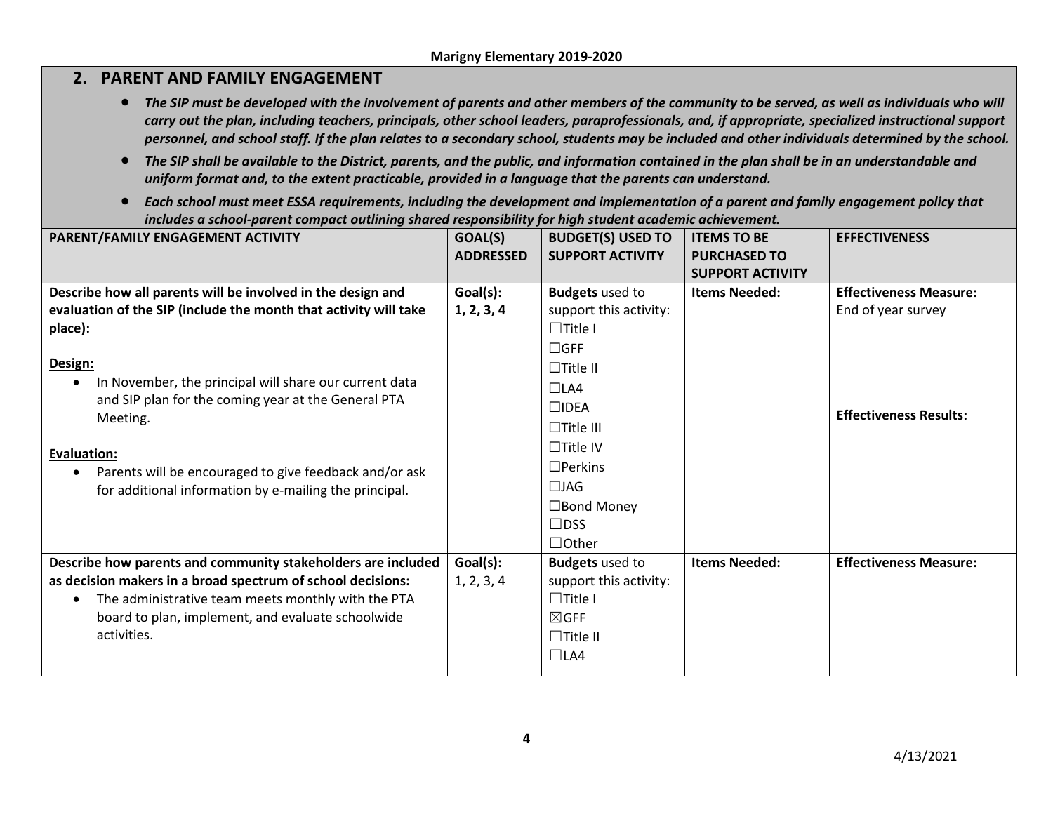**Marigny Elementary 2019-2020**

## 2. PARENT AND FAMILY ENGAGEMENT

- ***The SIP must be developed with the involvement of parents and other members of the community to be served, as well as individuals who will carry out the plan, including teachers, principals, other school leaders, paraprofessionals, and, if appropriate, specialized instructional support personnel, and school staff. If the plan relates to a secondary school, students may be included and other individuals determined by the school.***
- ***The SIP shall be available to the District, parents, and the public, and information contained in the plan shall be in an understandable and uniform format and, to the extent practicable, provided in a language that the parents can understand.***
- ***Each school must meet ESSA requirements, including the development and implementation of a parent and family engagement policy that includes a school-parent compact outlining shared responsibility for high student academic achievement.***

| PARENT/FAMILY ENGAGEMENT ACTIVITY | GOAL(S) ADDRESSED | BUDGET(S) USED TO SUPPORT ACTIVITY | ITEMS TO BE PURCHASED TO SUPPORT ACTIVITY | EFFECTIVENESS |
|---|---|---|---|---|
| **Describe how all parents will be involved in the design and evaluation of the SIP (include the month that activity will take place):**<br><br>**Design:**<br>• In November, the principal will share our current data and SIP plan for the coming year at the General PTA Meeting.<br><br>**Evaluation:**<br>• Parents will be encouraged to give feedback and/or ask for additional information by e-mailing the principal. | **Goal(s): 1, 2, 3, 4** | **Budgets** used to support this activity:<br>☐Title I<br>☐GFF<br>☐Title II<br>☐LA4<br>☐IDEA<br>☐Title III<br>☐Title IV<br>☐Perkins<br>☐JAG<br>☐Bond Money<br>☐DSS<br>☐Other | **Items Needed:** | **Effectiveness Measure:**<br>End of year survey<br><br>**Effectiveness Results:** |
| **Describe how parents and community stakeholders are included as decision makers in a broad spectrum of school decisions:**<br>• The administrative team meets monthly with the PTA board to plan, implement, and evaluate schoolwide activities. | **Goal(s):**<br>1, 2, 3, 4 | **Budgets** used to support this activity:<br>☐Title I<br>☒GFF<br>☐Title II<br>☐LA4 | **Items Needed:** | **Effectiveness Measure:** |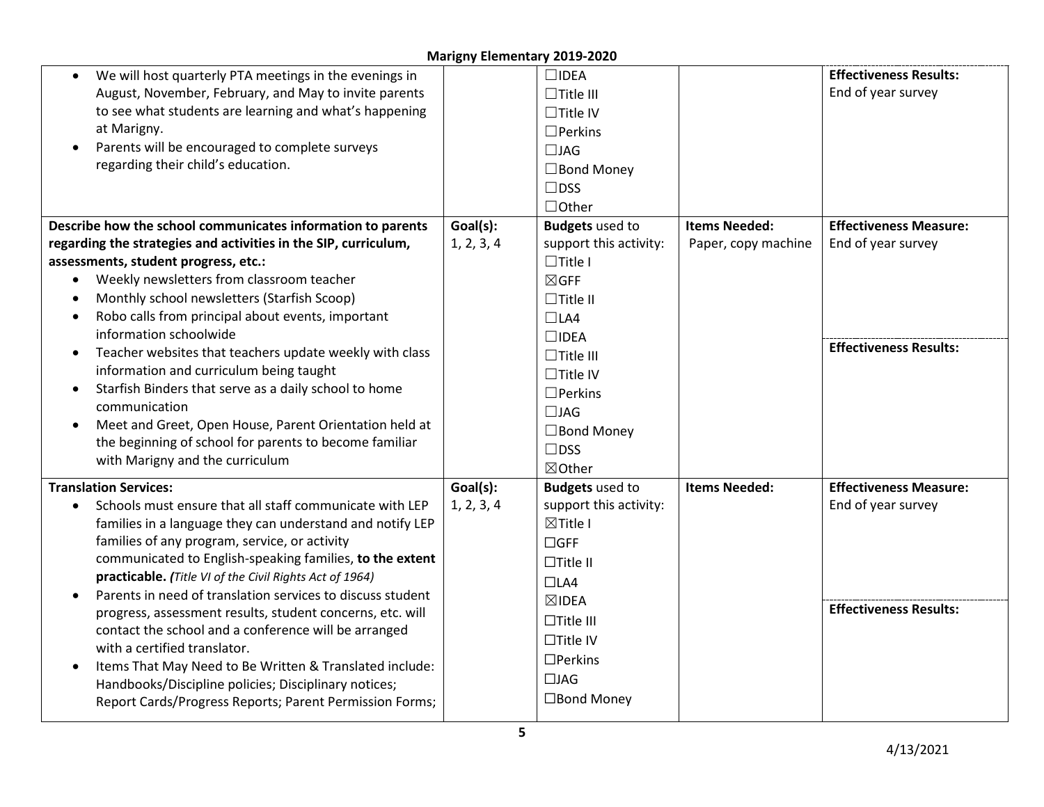| | | | | |
|---|---|---|---|---|
| • We will host quarterly PTA meetings in the evenings in August, November, February, and May to invite parents to see what students are learning and what's happening at Marigny.<br>• Parents will be encouraged to complete surveys regarding their child's education. | | ☐IDEA<br>☐Title III<br>☐Title IV<br>☐Perkins<br>☐JAG<br>☐Bond Money<br>☐DSS<br>☐Other | | **Effectiveness Results:**<br>End of year survey |
| **Describe how the school communicates information to parents regarding the strategies and activities in the SIP, curriculum, assessments, student progress, etc.:**<br>• Weekly newsletters from classroom teacher<br>• Monthly school newsletters (Starfish Scoop)<br>• Robo calls from principal about events, important information schoolwide<br>• Teacher websites that teachers update weekly with class information and curriculum being taught<br>• Starfish Binders that serve as a daily school to home communication<br>• Meet and Greet, Open House, Parent Orientation held at the beginning of school for parents to become familiar with Marigny and the curriculum | **Goal(s):**<br>1, 2, 3, 4 | **Budgets** used to support this activity:<br>☐Title I<br>☒GFF<br>☐Title II<br>☐LA4<br>☐IDEA<br>☐Title III<br>☐Title IV<br>☐Perkins<br>☐JAG<br>☐Bond Money<br>☐DSS<br>☒Other | **Items Needed:**<br>Paper, copy machine | **Effectiveness Measure:**<br>End of year survey<br><br>**Effectiveness Results:** |
| **Translation Services:**<br>• Schools must ensure that all staff communicate with LEP families in a language they can understand and notify LEP families of any program, service, or activity communicated to English-speaking families, **to the extent practicable.** ***(****Title VI of the Civil Rights Act of 1964)*<br>• Parents in need of translation services to discuss student progress, assessment results, student concerns, etc. will contact the school and a conference will be arranged with a certified translator.<br>• Items That May Need to Be Written & Translated include: Handbooks/Discipline policies; Disciplinary notices; Report Cards/Progress Reports; Parent Permission Forms; | **Goal(s):**<br>1, 2, 3, 4 | **Budgets** used to support this activity:<br>☒Title I<br>☐GFF<br>☐Title II<br>☐LA4<br>☒IDEA<br>☐Title III<br>☐Title IV<br>☐Perkins<br>☐JAG<br>☐Bond Money | **Items Needed:** | **Effectiveness Measure:**<br>End of year survey<br><br>**Effectiveness Results:** |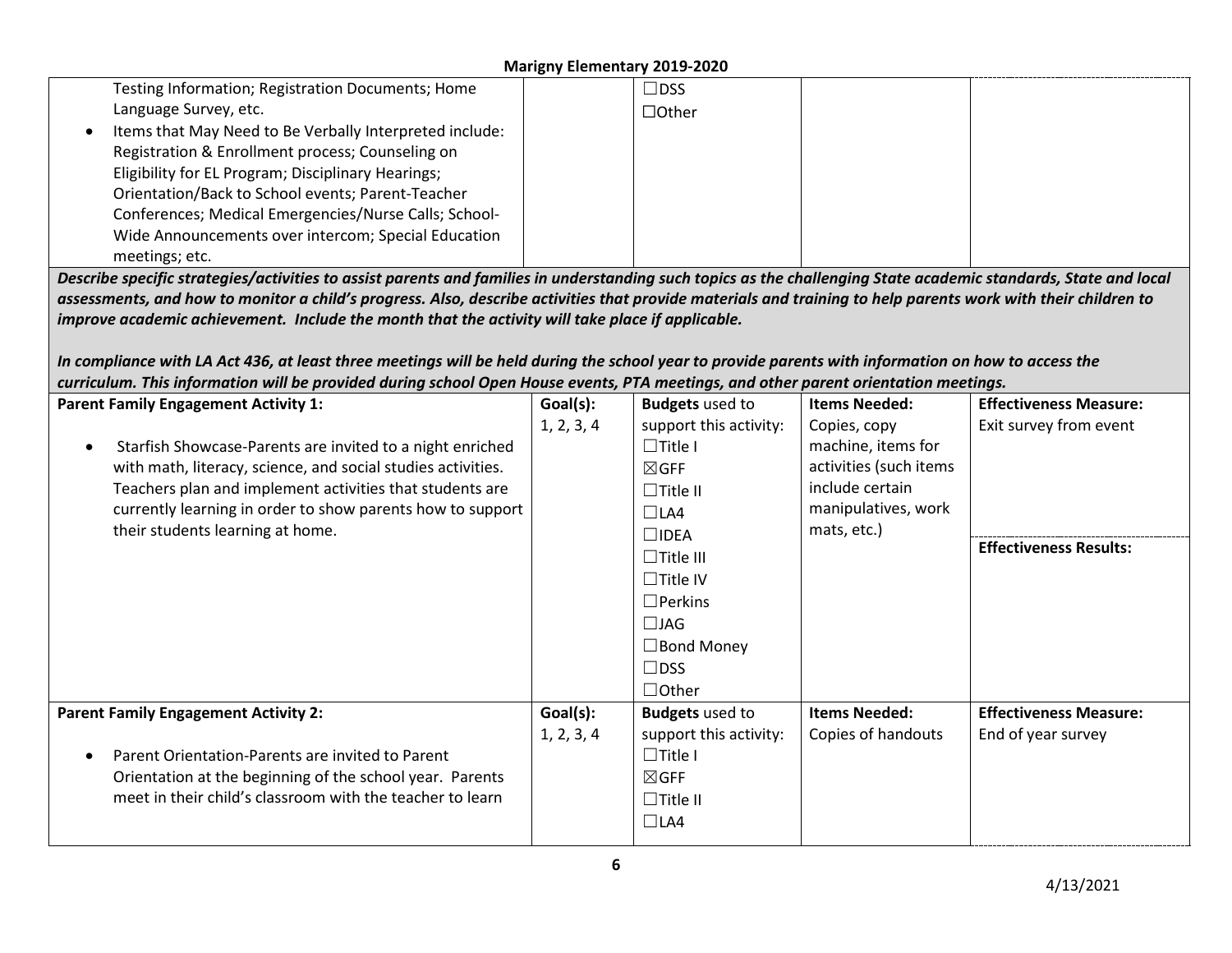| | | | | |
|---|---|---|---|---|
| Testing Information; Registration Documents; Home Language Survey, etc.<br>• Items that May Need to Be Verbally Interpreted include: Registration & Enrollment process; Counseling on Eligibility for EL Program; Disciplinary Hearings; Orientation/Back to School events; Parent-Teacher Conferences; Medical Emergencies/Nurse Calls; School-Wide Announcements over intercom; Special Education meetings; etc. | | ☐DSS<br>☐Other | | |

***Describe specific strategies/activities to assist parents and families in understanding such topics as the challenging State academic standards, State and local assessments, and how to monitor a child's progress. Also, describe activities that provide materials and training to help parents work with their children to improve academic achievement. Include the month that the activity will take place if applicable.***

***In compliance with LA Act 436, at least three meetings will be held during the school year to provide parents with information on how to access the curriculum. This information will be provided during school Open House events, PTA meetings, and other parent orientation meetings.***

| **Parent Family Engagement Activity 1:** | **Goal(s):** | **Budgets** used to support this activity: | **Items Needed:** | **Effectiveness Measure:** |
|---|---|---|---|---|
| • Starfish Showcase-Parents are invited to a night enriched with math, literacy, science, and social studies activities. Teachers plan and implement activities that students are currently learning in order to show parents how to support their students learning at home. | 1, 2, 3, 4 | ☐Title I<br>☒GFF<br>☐Title II<br>☐LA4<br>☐IDEA<br>☐Title III<br>☐Title IV<br>☐Perkins<br>☐JAG<br>☐Bond Money<br>☐DSS<br>☐Other | Copies, copy machine, items for activities (such items include certain manipulatives, work mats, etc.) | Exit survey from event<br><br>**Effectiveness Results:** |
| **Parent Family Engagement Activity 2:** | **Goal(s):** | **Budgets** used to support this activity: | **Items Needed:** | **Effectiveness Measure:** |
| • Parent Orientation-Parents are invited to Parent Orientation at the beginning of the school year. Parents meet in their child's classroom with the teacher to learn | 1, 2, 3, 4 | ☐Title I<br>☒GFF<br>☐Title II<br>☐LA4 | Copies of handouts | End of year survey |

4/13/2021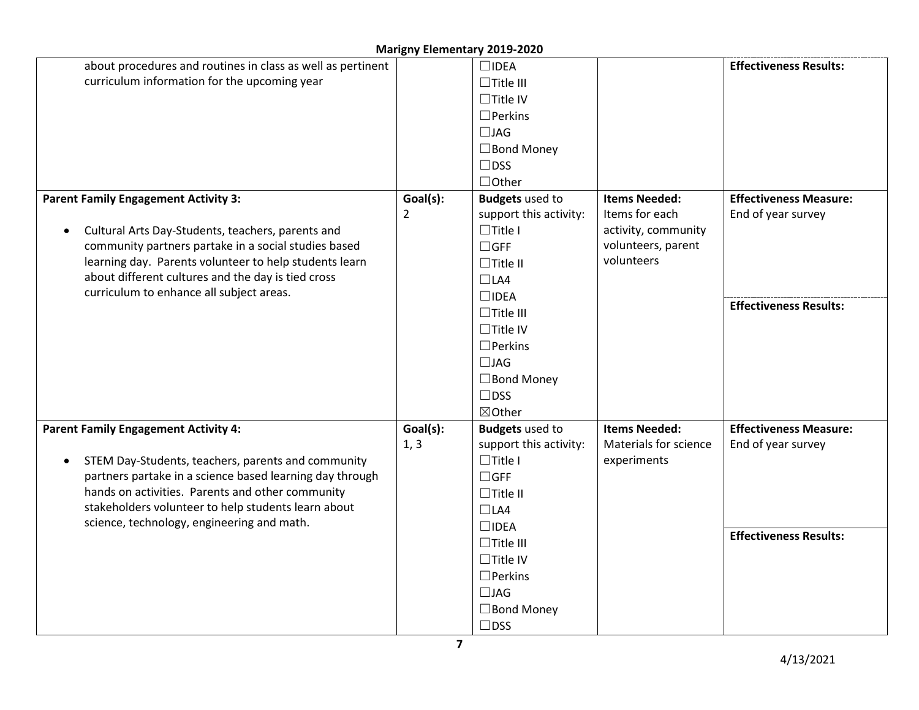| | | | | |
|---|---|---|---|---|
| about procedures and routines in class as well as pertinent curriculum information for the upcoming year | | ☐IDEA<br>☐Title III<br>☐Title IV<br>☐Perkins<br>☐JAG<br>☐Bond Money<br>☐DSS<br>☐Other | | **Effectiveness Results:** |
| **Parent Family Engagement Activity 3:**<br><br>• Cultural Arts Day-Students, teachers, parents and community partners partake in a social studies based learning day. Parents volunteer to help students learn about different cultures and the day is tied cross curriculum to enhance all subject areas. | **Goal(s):**<br>2 | **Budgets** used to support this activity:<br>☐Title I<br>☐GFF<br>☐Title II<br>☐LA4<br>☐IDEA<br>☐Title III<br>☐Title IV<br>☐Perkins<br>☐JAG<br>☐Bond Money<br>☐DSS<br>☒Other | **Items Needed:**<br>Items for each activity, community volunteers, parent volunteers | **Effectiveness Measure:**<br>End of year survey<br><br>**Effectiveness Results:** |
| **Parent Family Engagement Activity 4:**<br><br>• STEM Day-Students, teachers, parents and community partners partake in a science based learning day through hands on activities. Parents and other community stakeholders volunteer to help students learn about science, technology, engineering and math. | **Goal(s):**<br>1, 3 | **Budgets** used to support this activity:<br>☐Title I<br>☐GFF<br>☐Title II<br>☐LA4<br>☐IDEA<br>☐Title III<br>☐Title IV<br>☐Perkins<br>☐JAG<br>☐Bond Money<br>☐DSS | **Items Needed:**<br>Materials for science experiments | **Effectiveness Measure:**<br>End of year survey<br><br>**Effectiveness Results:** |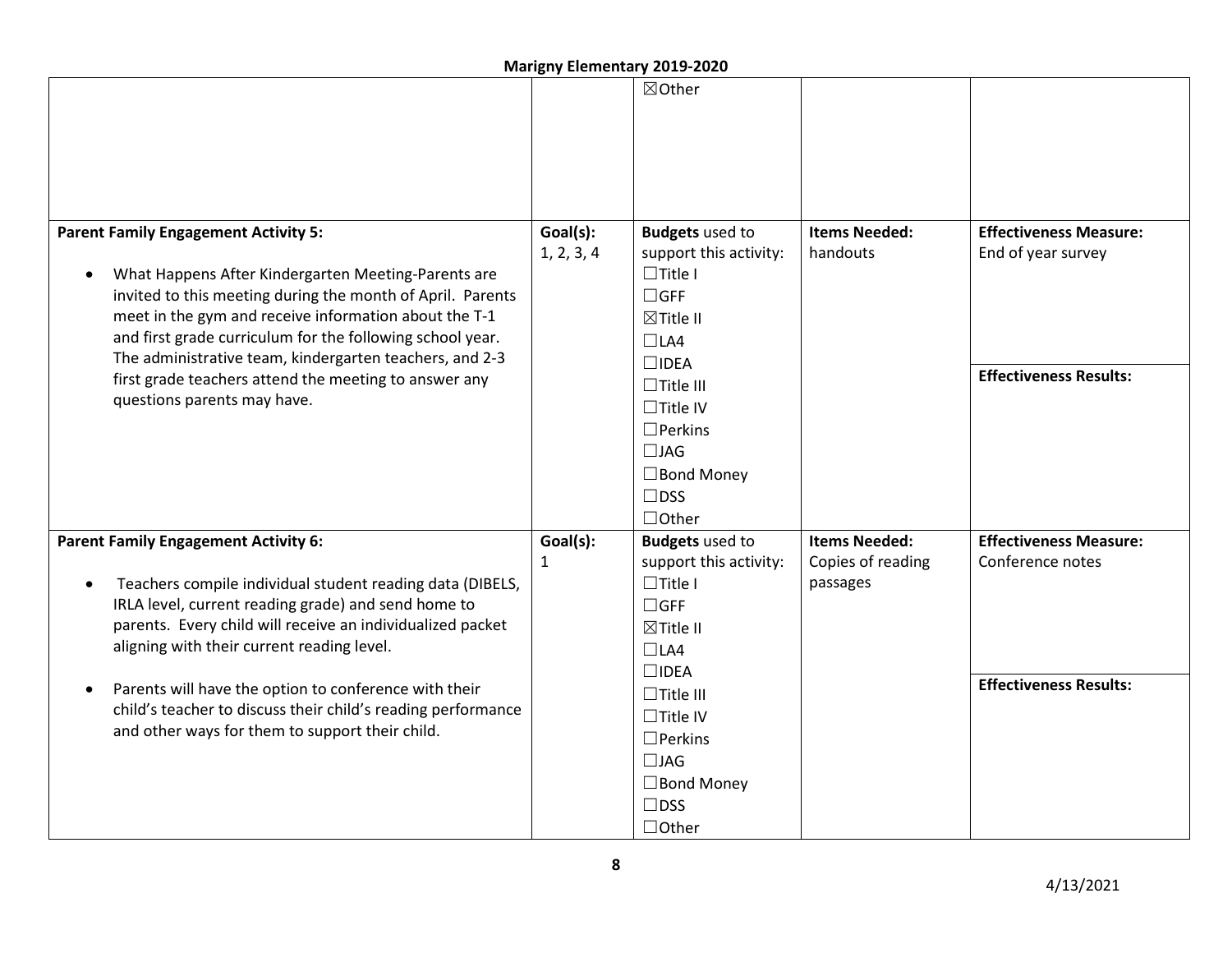| | | | | |
|---|---|---|---|---|
| | | ☒Other | | |
| **Parent Family Engagement Activity 5:**<br><br>• What Happens After Kindergarten Meeting-Parents are invited to this meeting during the month of April. Parents meet in the gym and receive information about the T-1 and first grade curriculum for the following school year. The administrative team, kindergarten teachers, and 2-3 first grade teachers attend the meeting to answer any questions parents may have. | **Goal(s):**<br>1, 2, 3, 4 | **Budgets** used to support this activity:<br>☐Title I<br>☐GFF<br>☒Title II<br>☐LA4<br>☐IDEA<br>☐Title III<br>☐Title IV<br>☐Perkins<br>☐JAG<br>☐Bond Money<br>☐DSS<br>☐Other | **Items Needed:**<br>handouts | **Effectiveness Measure:**<br>End of year survey<br><br>**Effectiveness Results:** |
| **Parent Family Engagement Activity 6:**<br><br>• Teachers compile individual student reading data (DIBELS, IRLA level, current reading grade) and send home to parents. Every child will receive an individualized packet aligning with their current reading level.<br><br>• Parents will have the option to conference with their child's teacher to discuss their child's reading performance and other ways for them to support their child. | **Goal(s):**<br>1 | **Budgets** used to support this activity:<br>☐Title I<br>☐GFF<br>☒Title II<br>☐LA4<br>☐IDEA<br>☐Title III<br>☐Title IV<br>☐Perkins<br>☐JAG<br>☐Bond Money<br>☐DSS<br>☐Other | **Items Needed:**<br>Copies of reading passages | **Effectiveness Measure:**<br>Conference notes<br><br>**Effectiveness Results:** |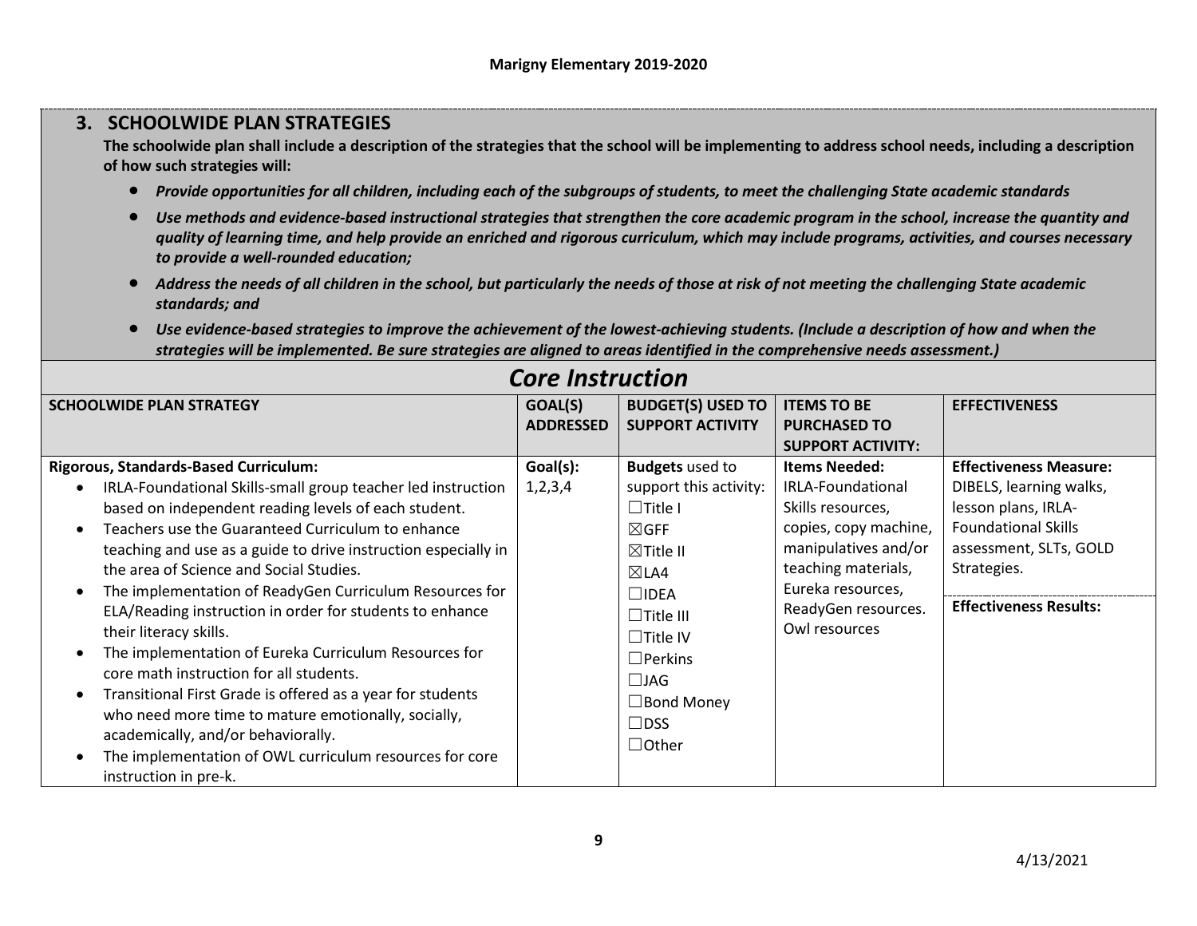## 3. SCHOOLWIDE PLAN STRATEGIES

**The schoolwide plan shall include a description of the strategies that the school will be implementing to address school needs, including a description of how such strategies will:**

- ***Provide opportunities for all children, including each of the subgroups of students, to meet the challenging State academic standards***
- ***Use methods and evidence-based instructional strategies that strengthen the core academic program in the school, increase the quantity and quality of learning time, and help provide an enriched and rigorous curriculum, which may include programs, activities, and courses necessary to provide a well-rounded education;***
- ***Address the needs of all children in the school, but particularly the needs of those at risk of not meeting the challenging State academic standards; and***
- ***Use evidence-based strategies to improve the achievement of the lowest-achieving students. (Include a description of how and when the strategies will be implemented. Be sure strategies are aligned to areas identified in the comprehensive needs assessment.)***

## *Core Instruction*

| SCHOOLWIDE PLAN STRATEGY | GOAL(S) ADDRESSED | BUDGET(S) USED TO SUPPORT ACTIVITY | ITEMS TO BE PURCHASED TO SUPPORT ACTIVITY: | EFFECTIVENESS |
|---|---|---|---|---|
| **Rigorous, Standards-Based Curriculum:**<br>• IRLA-Foundational Skills-small group teacher led instruction based on independent reading levels of each student.<br>• Teachers use the Guaranteed Curriculum to enhance teaching and use as a guide to drive instruction especially in the area of Science and Social Studies.<br>• The implementation of ReadyGen Curriculum Resources for ELA/Reading instruction in order for students to enhance their literacy skills.<br>• The implementation of Eureka Curriculum Resources for core math instruction for all students.<br>• Transitional First Grade is offered as a year for students who need more time to mature emotionally, socially, academically, and/or behaviorally.<br>• The implementation of OWL curriculum resources for core instruction in pre-k. | **Goal(s):**<br>1,2,3,4 | **Budgets** used to support this activity:<br>☐Title I<br>☒GFF<br>☒Title II<br>☒LA4<br>☐IDEA<br>☐Title III<br>☐Title IV<br>☐Perkins<br>☐JAG<br>☐Bond Money<br>☐DSS<br>☐Other | **Items Needed:**<br>IRLA-Foundational Skills resources, copies, copy machine, manipulatives and/or teaching materials, Eureka resources, ReadyGen resources. Owl resources | **Effectiveness Measure:**<br>DIBELS, learning walks, lesson plans, IRLA-Foundational Skills assessment, SLTs, GOLD Strategies.<br><br>**Effectiveness Results:** |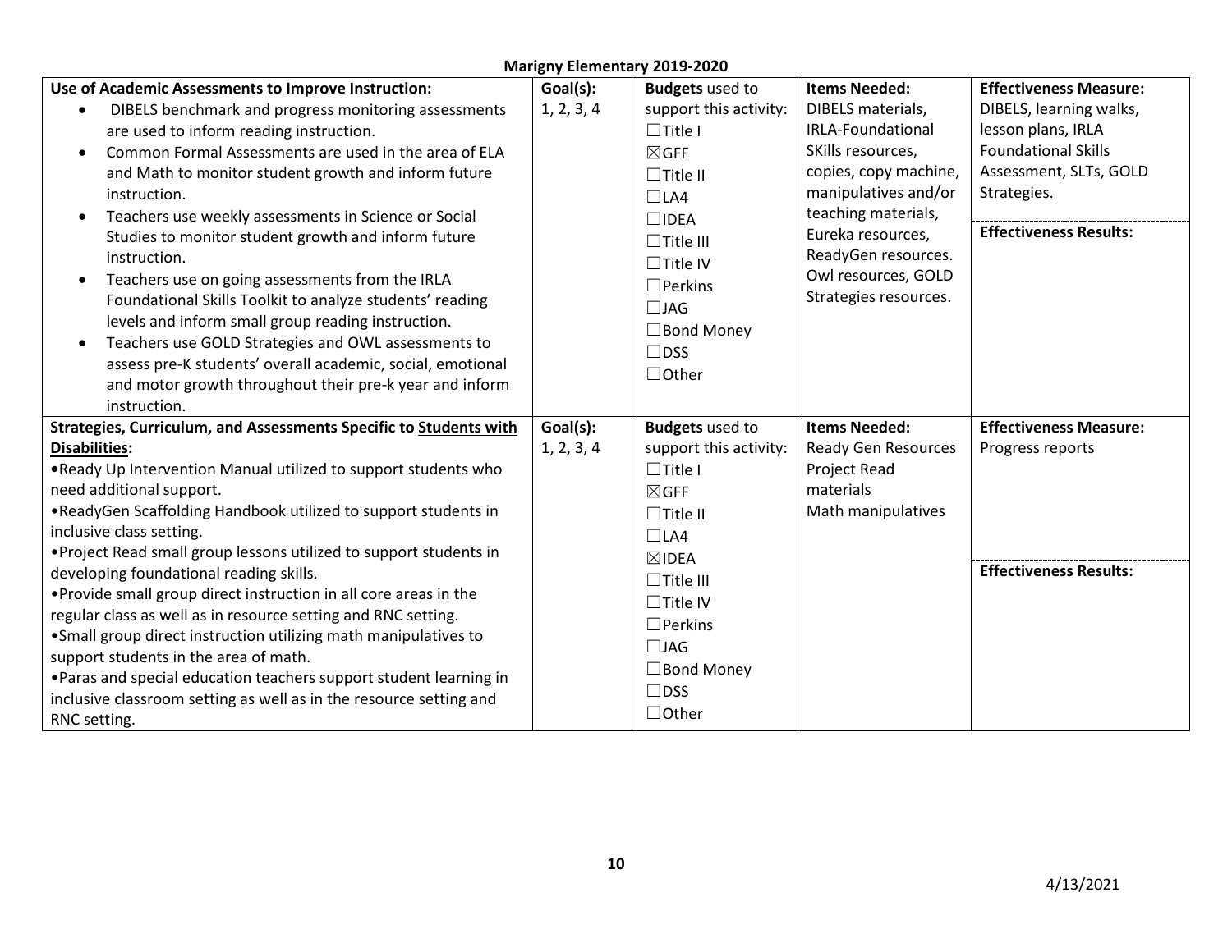**Marigny Elementary 2019-2020**

| Use of Academic Assessments to Improve Instruction: | Goal(s): | Budgets used to support this activity: | Items Needed: | Effectiveness Measure: |
|---|---|---|---|---|
| • DIBELS benchmark and progress monitoring assessments are used to inform reading instruction.<br>• Common Formal Assessments are used in the area of ELA and Math to monitor student growth and inform future instruction.<br>• Teachers use weekly assessments in Science or Social Studies to monitor student growth and inform future instruction.<br>• Teachers use on going assessments from the IRLA Foundational Skills Toolkit to analyze students' reading levels and inform small group reading instruction.<br>• Teachers use GOLD Strategies and OWL assessments to assess pre-K students' overall academic, social, emotional and motor growth throughout their pre-k year and inform instruction. | 1, 2, 3, 4 | ☐Title I<br>☒GFF<br>☐Title II<br>☐LA4<br>☐IDEA<br>☐Title III<br>☐Title IV<br>☐Perkins<br>☐JAG<br>☐Bond Money<br>☐DSS<br>☐Other | DIBELS materials, IRLA-Foundational SKills resources, copies, copy machine, manipulatives and/or teaching materials, Eureka resources, ReadyGen resources. Owl resources, GOLD Strategies resources. | DIBELS, learning walks, lesson plans, IRLA Foundational Skills Assessment, SLTs, GOLD Strategies.<br><br>**Effectiveness Results:** |
| **Strategies, Curriculum, and Assessments Specific to Students with Disabilities:**<br>•Ready Up Intervention Manual utilized to support students who need additional support.<br>•ReadyGen Scaffolding Handbook utilized to support students in inclusive class setting.<br>•Project Read small group lessons utilized to support students in developing foundational reading skills.<br>•Provide small group direct instruction in all core areas in the regular class as well as in resource setting and RNC setting.<br>•Small group direct instruction utilizing math manipulatives to support students in the area of math.<br>•Paras and special education teachers support student learning in inclusive classroom setting as well as in the resource setting and RNC setting. | **Goal(s):**<br>1, 2, 3, 4 | **Budgets** used to support this activity:<br>☐Title I<br>☒GFF<br>☐Title II<br>☐LA4<br>☒IDEA<br>☐Title III<br>☐Title IV<br>☐Perkins<br>☐JAG<br>☐Bond Money<br>☐DSS<br>☐Other | **Items Needed:**<br>Ready Gen Resources<br>Project Read materials<br>Math manipulatives | **Effectiveness Measure:**<br>Progress reports<br><br>**Effectiveness Results:** |

4/13/2021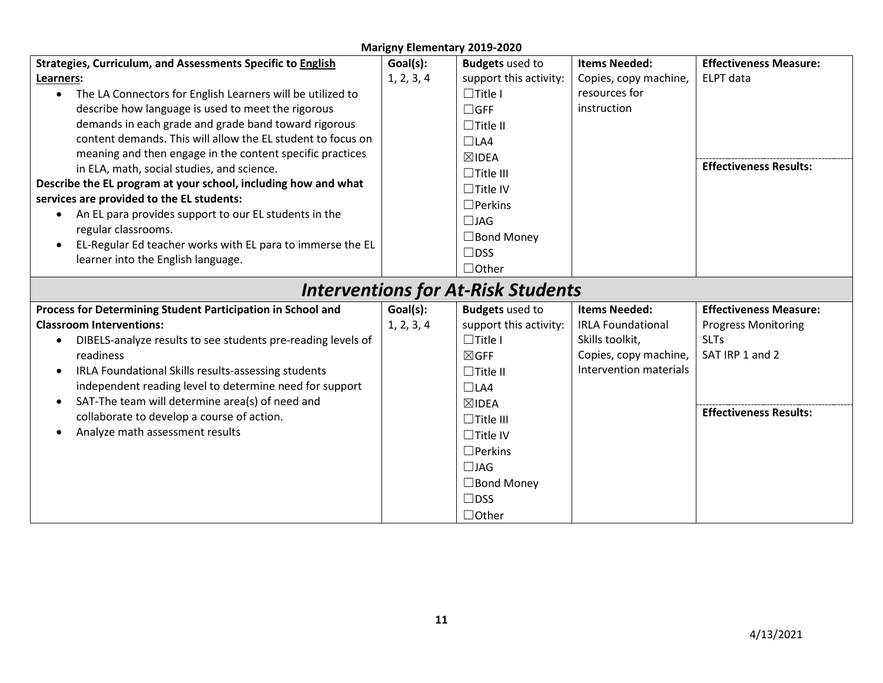**Marigny Elementary 2019-2020**

| **Strategies, Curriculum, and Assessments Specific to English Learners:** <br>• The LA Connectors for English Learners will be utilized to describe how language is used to meet the rigorous demands in each grade and grade band toward rigorous content demands. This will allow the EL student to focus on meaning and then engage in the content specific practices in ELA, math, social studies, and science.<br>**Describe the EL program at your school, including how and what services are provided to the EL students:**<br>• An EL para provides support to our EL students in the regular classrooms.<br>• EL-Regular Ed teacher works with EL para to immerse the EL learner into the English language. | **Goal(s):** 1, 2, 3, 4 | **Budgets** used to support this activity:<br>☐Title I<br>☐GFF<br>☐Title II<br>☐LA4<br>☒IDEA<br>☐Title III<br>☐Title IV<br>☐Perkins<br>☐JAG<br>☐Bond Money<br>☐DSS<br>☐Other | **Items Needed:** Copies, copy machine, resources for instruction | **Effectiveness Measure:** ELPT data<br><br>**Effectiveness Results:** |
|---|---|---|---|---|

## *Interventions for At-Risk Students*

| **Process for Determining Student Participation in School and Classroom Interventions:**<br>• DIBELS-analyze results to see students pre-reading levels of readiness<br>• IRLA Foundational Skills results-assessing students independent reading level to determine need for support<br>• SAT-The team will determine area(s) of need and collaborate to develop a course of action.<br>• Analyze math assessment results | **Goal(s):** 1, 2, 3, 4 | **Budgets** used to support this activity:<br>☐Title I<br>☒GFF<br>☐Title II<br>☐LA4<br>☒IDEA<br>☐Title III<br>☐Title IV<br>☐Perkins<br>☐JAG<br>☐Bond Money<br>☐DSS<br>☐Other | **Items Needed:** IRLA Foundational Skills toolkit, Copies, copy machine, Intervention materials | **Effectiveness Measure:** Progress Monitoring<br>SLTs<br>SAT IRP 1 and 2<br><br>**Effectiveness Results:** |
|---|---|---|---|---|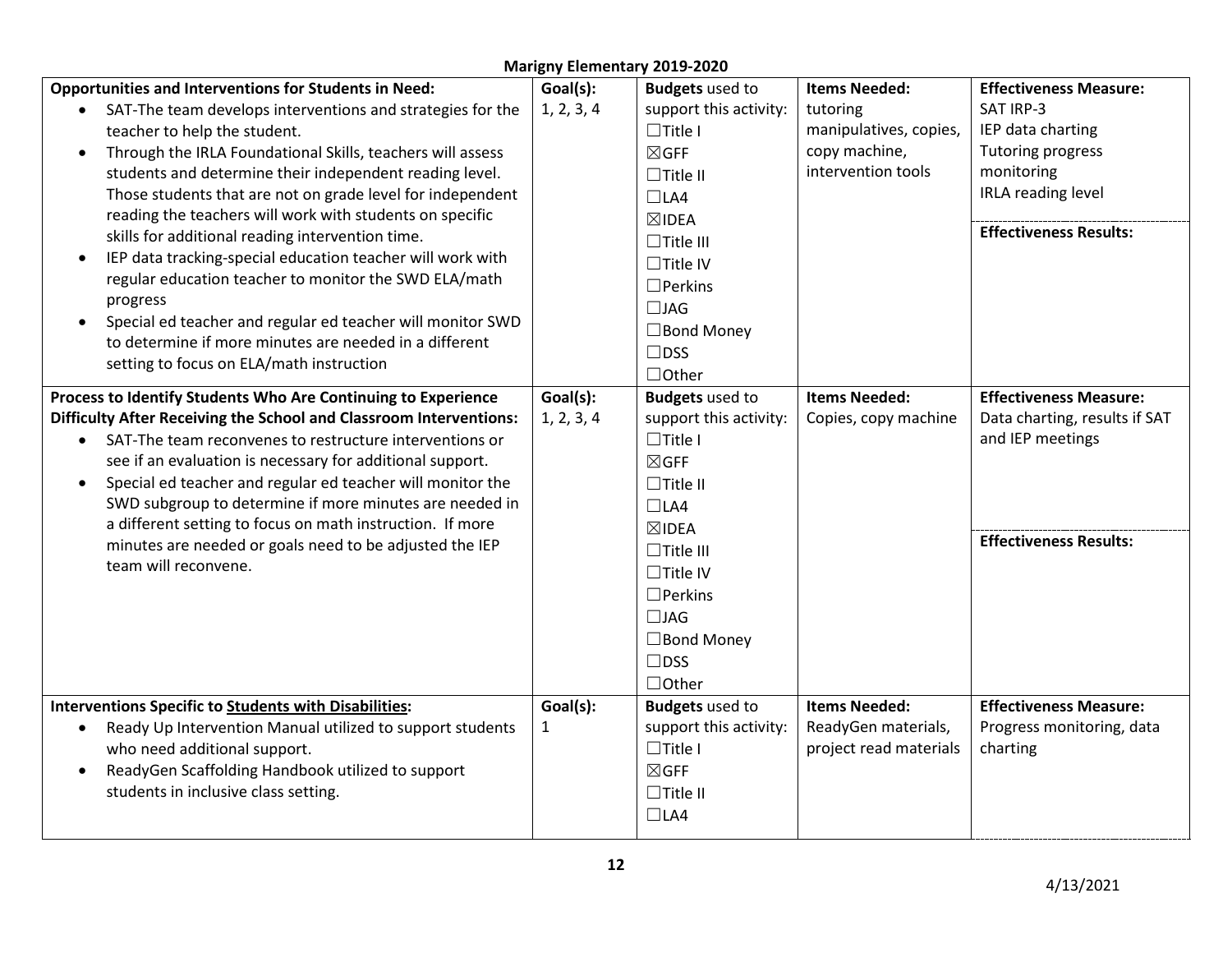**Marigny Elementary 2019-2020**

| **Opportunities and Interventions for Students in Need:** | **Goal(s):** | **Budgets** used to support this activity: | **Items Needed:** | **Effectiveness Measure:** |
|---|---|---|---|---|
| • SAT-The team develops interventions and strategies for the teacher to help the student.<br>• Through the IRLA Foundational Skills, teachers will assess students and determine their independent reading level. Those students that are not on grade level for independent reading the teachers will work with students on specific skills for additional reading intervention time.<br>• IEP data tracking-special education teacher will work with regular education teacher to monitor the SWD ELA/math progress<br>• Special ed teacher and regular ed teacher will monitor SWD to determine if more minutes are needed in a different setting to focus on ELA/math instruction | 1, 2, 3, 4 | ☐Title I<br>☒GFF<br>☐Title II<br>☐LA4<br>☒IDEA<br>☐Title III<br>☐Title IV<br>☐Perkins<br>☐JAG<br>☐Bond Money<br>☐DSS<br>☐Other | tutoring manipulatives, copies, copy machine, intervention tools | SAT IRP-3<br>IEP data charting<br>Tutoring progress monitoring<br>IRLA reading level<br><br>**Effectiveness Results:** |
| **Process to Identify Students Who Are Continuing to Experience Difficulty After Receiving the School and Classroom Interventions:**<br>• SAT-The team reconvenes to restructure interventions or see if an evaluation is necessary for additional support.<br>• Special ed teacher and regular ed teacher will monitor the SWD subgroup to determine if more minutes are needed in a different setting to focus on math instruction. If more minutes are needed or goals need to be adjusted the IEP team will reconvene. | **Goal(s):**<br>1, 2, 3, 4 | **Budgets** used to support this activity:<br>☐Title I<br>☒GFF<br>☐Title II<br>☐LA4<br>☒IDEA<br>☐Title III<br>☐Title IV<br>☐Perkins<br>☐JAG<br>☐Bond Money<br>☐DSS<br>☐Other | **Items Needed:**<br>Copies, copy machine | **Effectiveness Measure:**<br>Data charting, results if SAT and IEP meetings<br><br>**Effectiveness Results:** |
| **Interventions Specific to Students with Disabilities:**<br>• Ready Up Intervention Manual utilized to support students who need additional support.<br>• ReadyGen Scaffolding Handbook utilized to support students in inclusive class setting. | **Goal(s):**<br>1 | **Budgets** used to support this activity:<br>☐Title I<br>☒GFF<br>☐Title II<br>☐LA4 | **Items Needed:**<br>ReadyGen materials, project read materials | **Effectiveness Measure:**<br>Progress monitoring, data charting |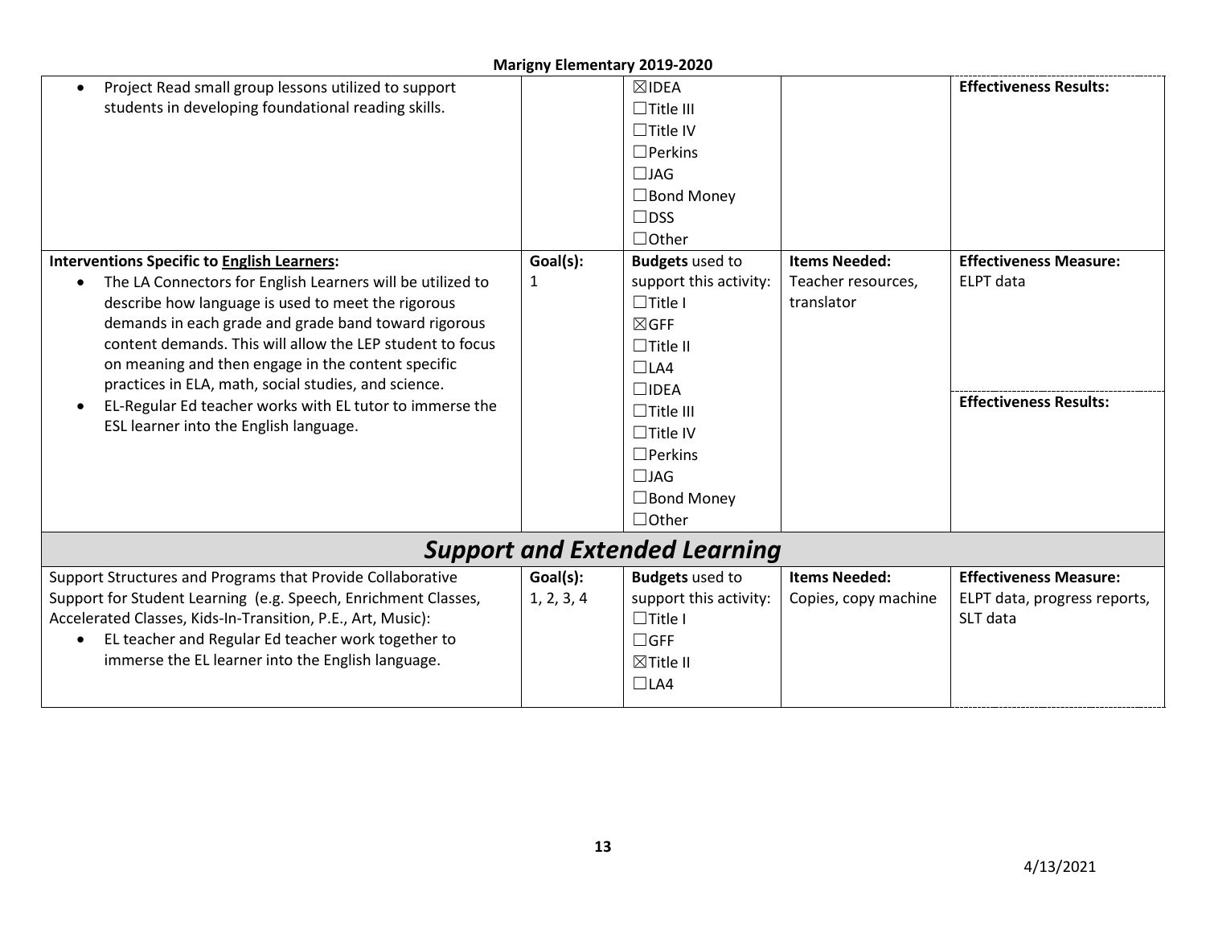| | | | | |
|---|---|---|---|---|
| • Project Read small group lessons utilized to support students in developing foundational reading skills. | | ☒IDEA<br>☐Title III<br>☐Title IV<br>☐Perkins<br>☐JAG<br>☐Bond Money<br>☐DSS<br>☐Other | | **Effectiveness Results:** |
| **Interventions Specific to English Learners:**<br>• The LA Connectors for English Learners will be utilized to describe how language is used to meet the rigorous demands in each grade and grade band toward rigorous content demands. This will allow the LEP student to focus on meaning and then engage in the content specific practices in ELA, math, social studies, and science.<br>• EL-Regular Ed teacher works with EL tutor to immerse the ESL learner into the English language. | **Goal(s):**<br>1 | **Budgets** used to support this activity:<br>☐Title I<br>☒GFF<br>☐Title II<br>☐LA4<br>☐IDEA<br>☐Title III<br>☐Title IV<br>☐Perkins<br>☐JAG<br>☐Bond Money<br>☐Other | **Items Needed:**<br>Teacher resources, translator | **Effectiveness Measure:**<br>ELPT data<br><br>**Effectiveness Results:** |

## *Support and Extended Learning*

| | | | | |
|---|---|---|---|---|
| Support Structures and Programs that Provide Collaborative Support for Student Learning (e.g. Speech, Enrichment Classes, Accelerated Classes, Kids-In-Transition, P.E., Art, Music):<br>• EL teacher and Regular Ed teacher work together to immerse the EL learner into the English language. | **Goal(s):**<br>1, 2, 3, 4 | **Budgets** used to support this activity:<br>☐Title I<br>☐GFF<br>☒Title II<br>☐LA4 | **Items Needed:**<br>Copies, copy machine | **Effectiveness Measure:**<br>ELPT data, progress reports, SLT data |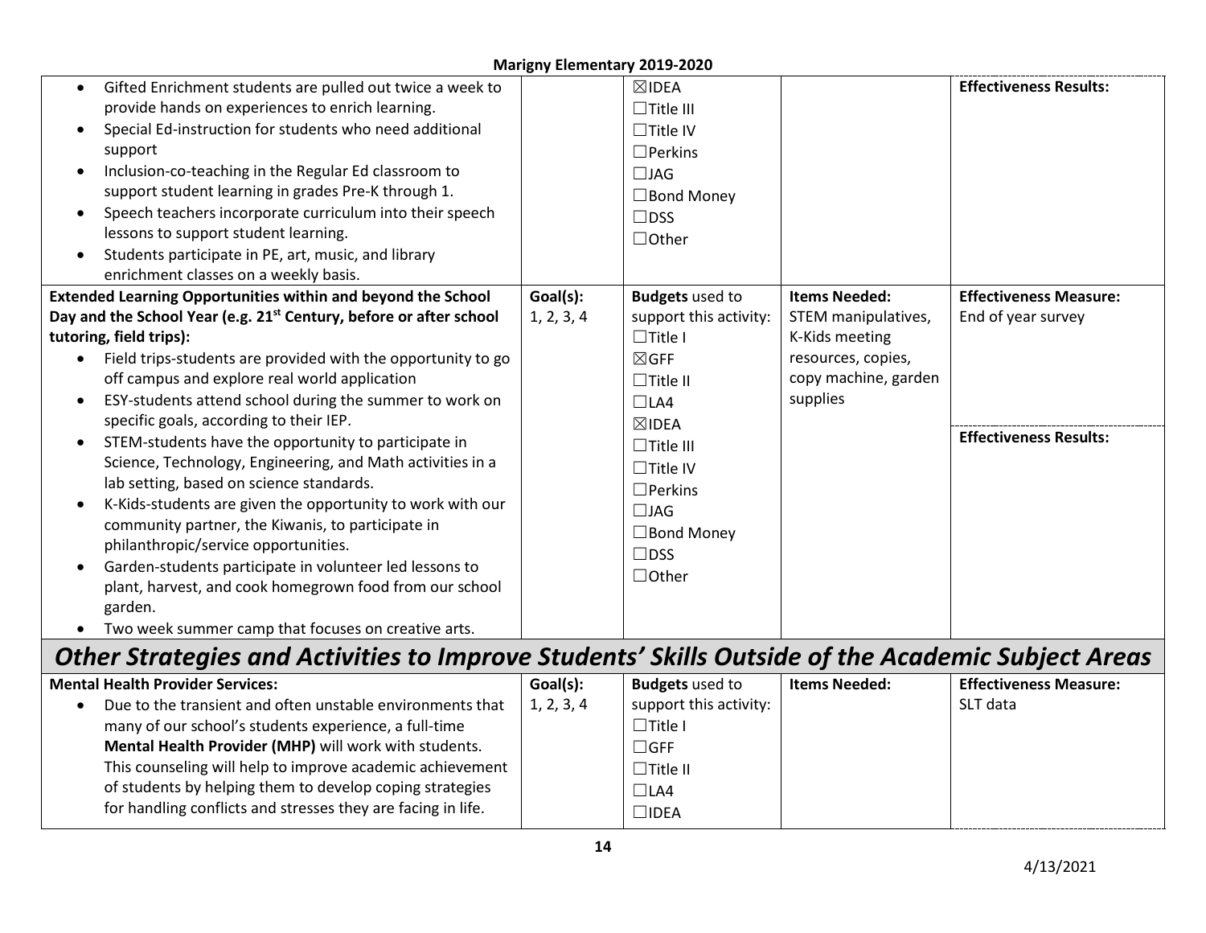| | | | | |
|---|---|---|---|---|
| • Gifted Enrichment students are pulled out twice a week to provide hands on experiences to enrich learning.<br>• Special Ed-instruction for students who need additional support<br>• Inclusion-co-teaching in the Regular Ed classroom to support student learning in grades Pre-K through 1.<br>• Speech teachers incorporate curriculum into their speech lessons to support student learning.<br>• Students participate in PE, art, music, and library enrichment classes on a weekly basis. | | ☒IDEA<br>☐Title III<br>☐Title IV<br>☐Perkins<br>☐JAG<br>☐Bond Money<br>☐DSS<br>☐Other | | **Effectiveness Results:** |
| **Extended Learning Opportunities within and beyond the School Day and the School Year (e.g. 21st Century, before or after school tutoring, field trips):**<br>• Field trips-students are provided with the opportunity to go off campus and explore real world application<br>• ESY-students attend school during the summer to work on specific goals, according to their IEP.<br>• STEM-students have the opportunity to participate in Science, Technology, Engineering, and Math activities in a lab setting, based on science standards.<br>• K-Kids-students are given the opportunity to work with our community partner, the Kiwanis, to participate in philanthropic/service opportunities.<br>• Garden-students participate in volunteer led lessons to plant, harvest, and cook homegrown food from our school garden.<br>• Two week summer camp that focuses on creative arts. | **Goal(s):**<br>1, 2, 3, 4 | **Budgets** used to support this activity:<br>☐Title I<br>☒GFF<br>☐Title II<br>☐LA4<br>☒IDEA<br>☐Title III<br>☐Title IV<br>☐Perkins<br>☐JAG<br>☐Bond Money<br>☐DSS<br>☐Other | **Items Needed:**<br>STEM manipulatives, K-Kids meeting resources, copies, copy machine, garden supplies | **Effectiveness Measure:**<br>End of year survey<br><br>**Effectiveness Results:** |

## *Other Strategies and Activities to Improve Students' Skills Outside of the Academic Subject Areas*

| | | | | |
|---|---|---|---|---|
| **Mental Health Provider Services:**<br>• Due to the transient and often unstable environments that many of our school's students experience, a full-time **Mental Health Provider (MHP)** will work with students. This counseling will help to improve academic achievement of students by helping them to develop coping strategies for handling conflicts and stresses they are facing in life. | **Goal(s):**<br>1, 2, 3, 4 | **Budgets** used to support this activity:<br>☐Title I<br>☐GFF<br>☐Title II<br>☐LA4<br>☐IDEA | **Items Needed:** | **Effectiveness Measure:**<br>SLT data |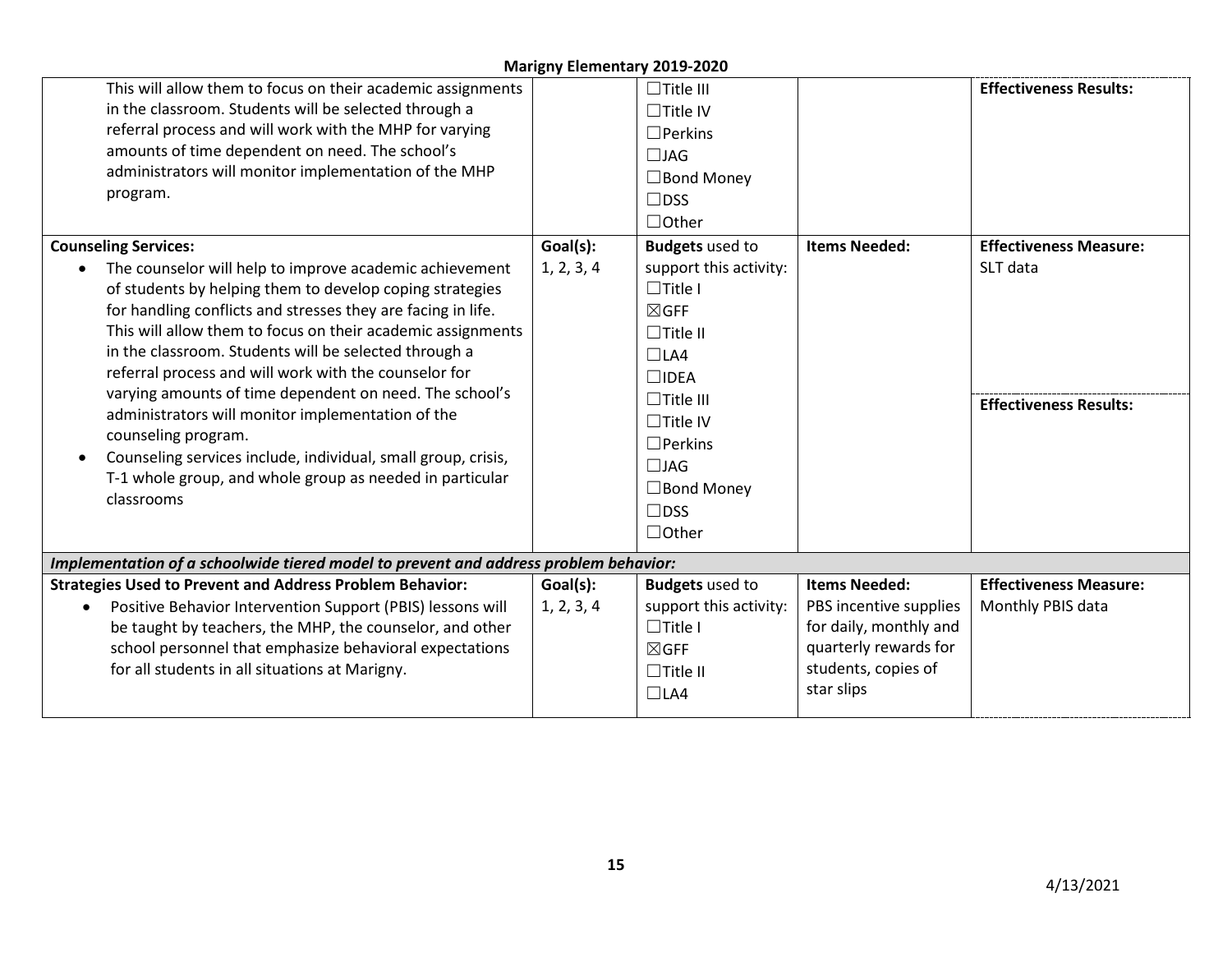| | | | | |
|---|---|---|---|---|
| This will allow them to focus on their academic assignments in the classroom. Students will be selected through a referral process and will work with the MHP for varying amounts of time dependent on need. The school's administrators will monitor implementation of the MHP program. | | ☐Title III<br>☐Title IV<br>☐Perkins<br>☐JAG<br>☐Bond Money<br>☐DSS<br>☐Other | | **Effectiveness Results:** |
| **Counseling Services:**<br>• The counselor will help to improve academic achievement of students by helping them to develop coping strategies for handling conflicts and stresses they are facing in life. This will allow them to focus on their academic assignments in the classroom. Students will be selected through a referral process and will work with the counselor for varying amounts of time dependent on need. The school's administrators will monitor implementation of the counseling program.<br>• Counseling services include, individual, small group, crisis, T-1 whole group, and whole group as needed in particular classrooms | **Goal(s):**<br>1, 2, 3, 4 | **Budgets** used to support this activity:<br>☐Title I<br>☒GFF<br>☐Title II<br>☐LA4<br>☐IDEA<br>☐Title III<br>☐Title IV<br>☐Perkins<br>☐JAG<br>☐Bond Money<br>☐DSS<br>☐Other | **Items Needed:** | **Effectiveness Measure:**<br>SLT data<br><br>**Effectiveness Results:** |
| ***Implementation of a schoolwide tiered model to prevent and address problem behavior:*** | | | | |
| **Strategies Used to Prevent and Address Problem Behavior:**<br>• Positive Behavior Intervention Support (PBIS) lessons will be taught by teachers, the MHP, the counselor, and other school personnel that emphasize behavioral expectations for all students in all situations at Marigny. | **Goal(s):**<br>1, 2, 3, 4 | **Budgets** used to support this activity:<br>☐Title I<br>☒GFF<br>☐Title II<br>☐LA4 | **Items Needed:**<br>PBS incentive supplies for daily, monthly and quarterly rewards for students, copies of star slips | **Effectiveness Measure:**<br>Monthly PBIS data |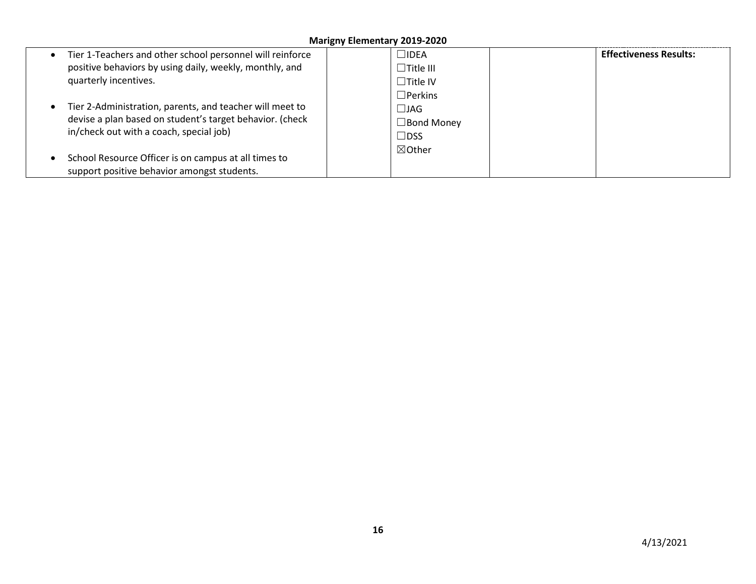| | | | | |
|---|---|---|---|---|
| • Tier 1-Teachers and other school personnel will reinforce positive behaviors by using daily, weekly, monthly, and quarterly incentives.<br><br>• Tier 2-Administration, parents, and teacher will meet to devise a plan based on student's target behavior. (check in/check out with a coach, special job)<br><br>• School Resource Officer is on campus at all times to support positive behavior amongst students. | | ☐IDEA<br>☐Title III<br>☐Title IV<br>☐Perkins<br>☐JAG<br>☐Bond Money<br>☐DSS<br>☒Other | | **Effectiveness Results:** |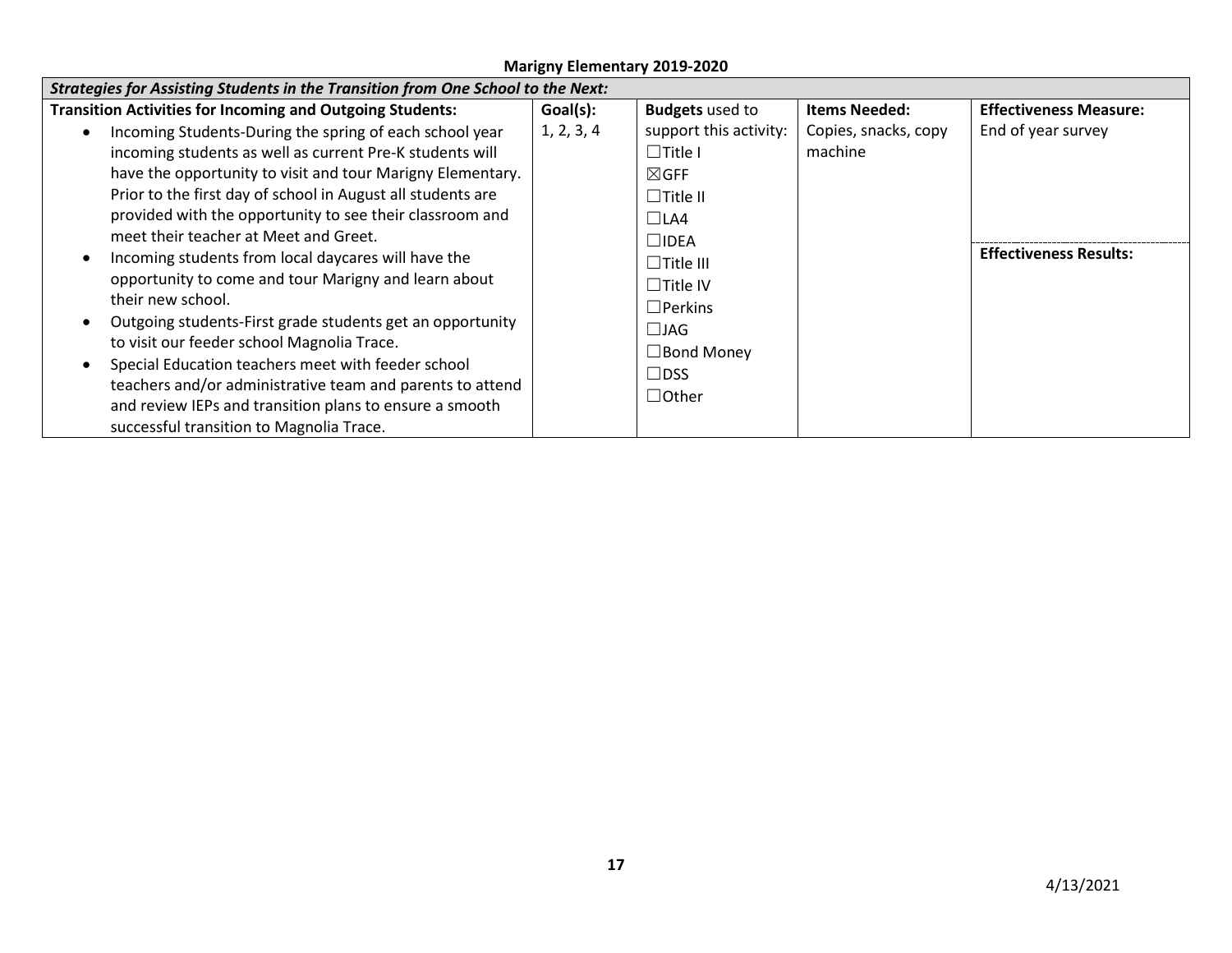**Marigny Elementary 2019-2020**

| *Strategies for Assisting Students in the Transition from One School to the Next:* | | | | |
|---|---|---|---|---|
| **Transition Activities for Incoming and Outgoing Students:**<br>• Incoming Students-During the spring of each school year incoming students as well as current Pre-K students will have the opportunity to visit and tour Marigny Elementary. Prior to the first day of school in August all students are provided with the opportunity to see their classroom and meet their teacher at Meet and Greet.<br>• Incoming students from local daycares will have the opportunity to come and tour Marigny and learn about their new school.<br>• Outgoing students-First grade students get an opportunity to visit our feeder school Magnolia Trace.<br>• Special Education teachers meet with feeder school teachers and/or administrative team and parents to attend and review IEPs and transition plans to ensure a smooth successful transition to Magnolia Trace. | **Goal(s):**<br>1, 2, 3, 4 | **Budgets** used to support this activity:<br>☐Title I<br>☒GFF<br>☐Title II<br>☐LA4<br>☐IDEA<br>☐Title III<br>☐Title IV<br>☐Perkins<br>☐JAG<br>☐Bond Money<br>☐DSS<br>☐Other | **Items Needed:**<br>Copies, snacks, copy machine | **Effectiveness Measure:**<br>End of year survey<br><br>**Effectiveness Results:** |

4/13/2021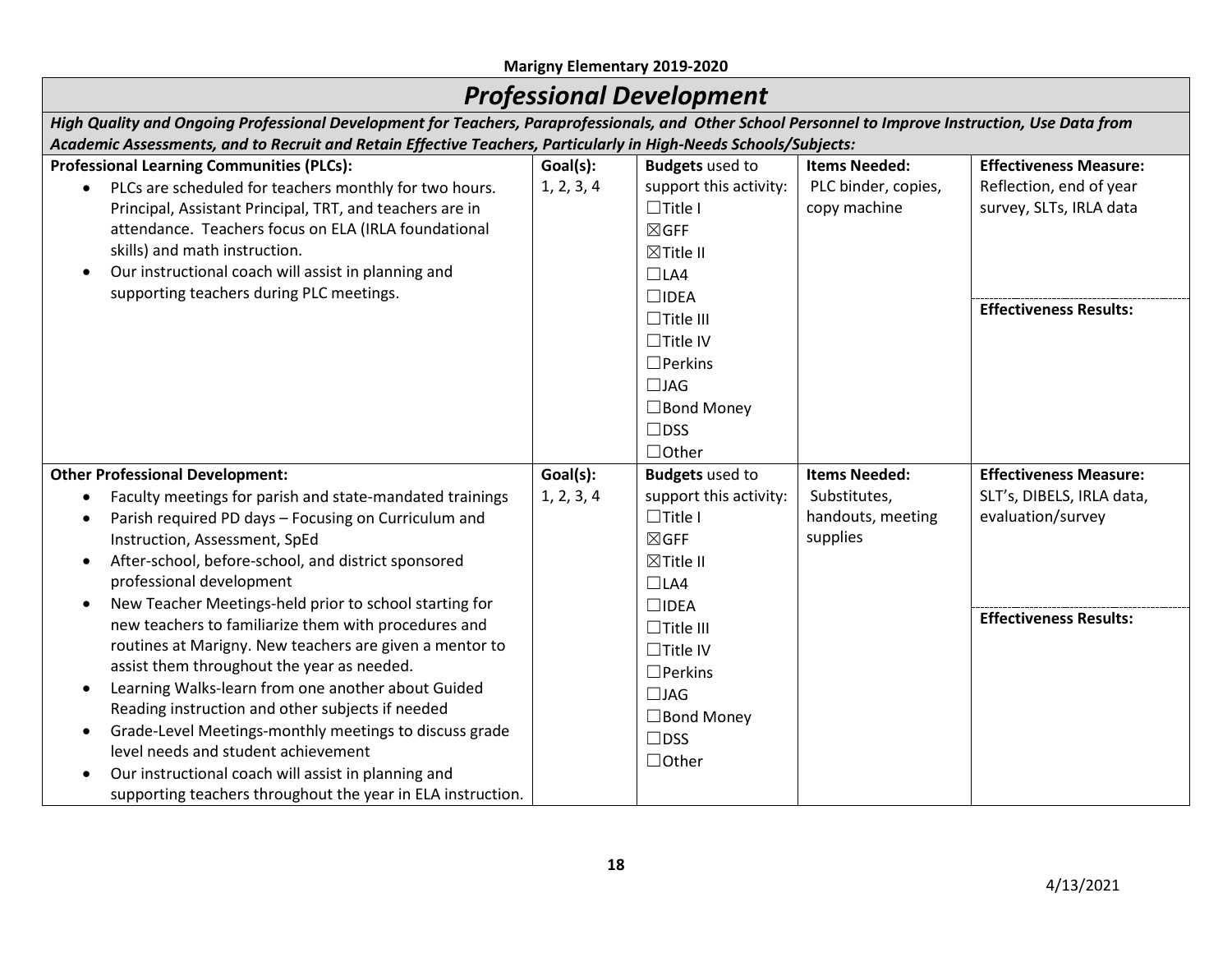**Marigny Elementary 2019-2020**

# *Professional Development*

***High Quality and Ongoing Professional Development for Teachers, Paraprofessionals, and Other School Personnel to Improve Instruction, Use Data from Academic Assessments, and to Recruit and Retain Effective Teachers, Particularly in High-Needs Schools/Subjects:***

| **Professional Learning Communities (PLCs):** | **Goal(s):** | **Budgets** used to support this activity: | **Items Needed:** | **Effectiveness Measure:** |
|---|---|---|---|---|
| • PLCs are scheduled for teachers monthly for two hours. Principal, Assistant Principal, TRT, and teachers are in attendance. Teachers focus on ELA (IRLA foundational skills) and math instruction.<br>• Our instructional coach will assist in planning and supporting teachers during PLC meetings. | 1, 2, 3, 4 | ☐Title I<br>☒GFF<br>☒Title II<br>☐LA4<br>☐IDEA<br>☐Title III<br>☐Title IV<br>☐Perkins<br>☐JAG<br>☐Bond Money<br>☐DSS<br>☐Other | PLC binder, copies, copy machine | Reflection, end of year survey, SLTs, IRLA data<br><br>**Effectiveness Results:** |

| **Other Professional Development:** | **Goal(s):** | **Budgets** used to support this activity: | **Items Needed:** | **Effectiveness Measure:** |
|---|---|---|---|---|
| • Faculty meetings for parish and state-mandated trainings<br>• Parish required PD days – Focusing on Curriculum and Instruction, Assessment, SpEd<br>• After-school, before-school, and district sponsored professional development<br>• New Teacher Meetings-held prior to school starting for new teachers to familiarize them with procedures and routines at Marigny. New teachers are given a mentor to assist them throughout the year as needed.<br>• Learning Walks-learn from one another about Guided Reading instruction and other subjects if needed<br>• Grade-Level Meetings-monthly meetings to discuss grade level needs and student achievement<br>• Our instructional coach will assist in planning and supporting teachers throughout the year in ELA instruction. | 1, 2, 3, 4 | ☐Title I<br>☒GFF<br>☒Title II<br>☐LA4<br>☐IDEA<br>☐Title III<br>☐Title IV<br>☐Perkins<br>☐JAG<br>☐Bond Money<br>☐DSS<br>☐Other | Substitutes, handouts, meeting supplies | SLT's, DIBELS, IRLA data, evaluation/survey<br><br>**Effectiveness Results:** |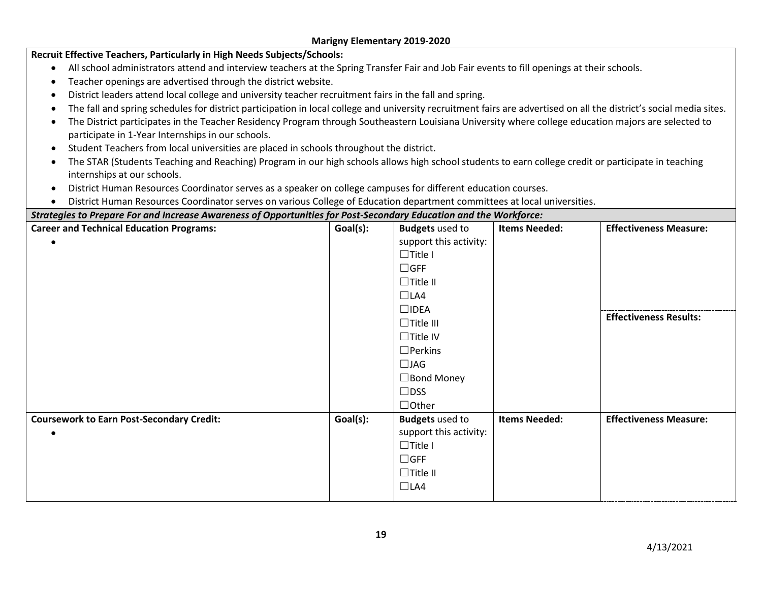**Marigny Elementary 2019-2020**

**Recruit Effective Teachers, Particularly in High Needs Subjects/Schools:**

- All school administrators attend and interview teachers at the Spring Transfer Fair and Job Fair events to fill openings at their schools.
- Teacher openings are advertised through the district website.
- District leaders attend local college and university teacher recruitment fairs in the fall and spring.
- The fall and spring schedules for district participation in local college and university recruitment fairs are advertised on all the district's social media sites.
- The District participates in the Teacher Residency Program through Southeastern Louisiana University where college education majors are selected to participate in 1-Year Internships in our schools.
- Student Teachers from local universities are placed in schools throughout the district.
- The STAR (Students Teaching and Reaching) Program in our high schools allows high school students to earn college credit or participate in teaching internships at our schools.
- District Human Resources Coordinator serves as a speaker on college campuses for different education courses.
- District Human Resources Coordinator serves on various College of Education department committees at local universities.

***Strategies to Prepare For and Increase Awareness of Opportunities for Post-Secondary Education and the Workforce:***

| **Career and Technical Education Programs:** | **Goal(s):** | **Budgets** used to support this activity: | **Items Needed:** | **Effectiveness Measure:** |
|---|---|---|---|---|
| • | | ☐Title I<br>☐GFF<br>☐Title II<br>☐LA4<br>☐IDEA<br>☐Title III<br>☐Title IV<br>☐Perkins<br>☐JAG<br>☐Bond Money<br>☐DSS<br>☐Other | | **Effectiveness Results:** |
| **Coursework to Earn Post-Secondary Credit:** | **Goal(s):** | **Budgets** used to support this activity: | **Items Needed:** | **Effectiveness Measure:** |
| • | | ☐Title I<br>☐GFF<br>☐Title II<br>☐LA4 | | |

4/13/2021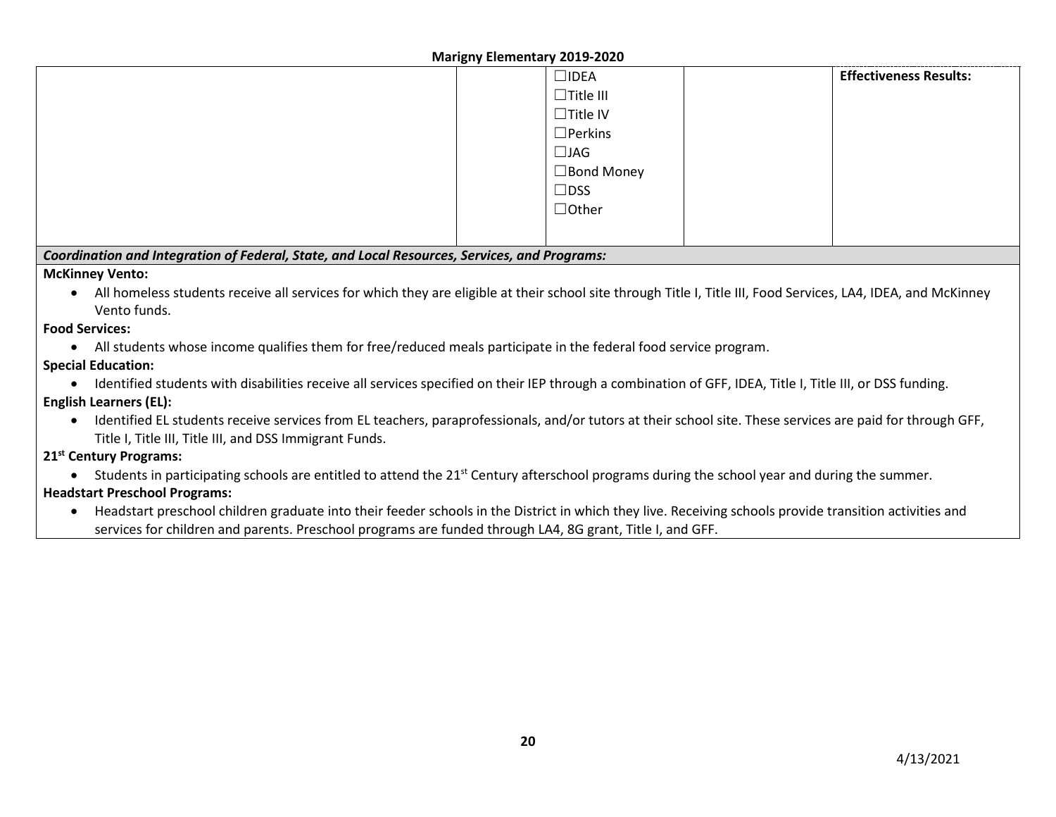| | | ☐IDEA<br>☐Title III<br>☐Title IV<br>☐Perkins<br>☐JAG<br>☐Bond Money<br>☐DSS<br>☐Other | | **Effectiveness Results:** |
|---|---|---|---|---|

***Coordination and Integration of Federal, State, and Local Resources, Services, and Programs:***

**McKinney Vento:**

- All homeless students receive all services for which they are eligible at their school site through Title I, Title III, Food Services, LA4, IDEA, and McKinney Vento funds.

**Food Services:**

- All students whose income qualifies them for free/reduced meals participate in the federal food service program.

**Special Education:**

- Identified students with disabilities receive all services specified on their IEP through a combination of GFF, IDEA, Title I, Title III, or DSS funding.

**English Learners (EL):**

- Identified EL students receive services from EL teachers, paraprofessionals, and/or tutors at their school site. These services are paid for through GFF, Title I, Title III, Title III, and DSS Immigrant Funds.

**21st Century Programs:**

- Students in participating schools are entitled to attend the 21st Century afterschool programs during the school year and during the summer.

**Headstart Preschool Programs:**

- Headstart preschool children graduate into their feeder schools in the District in which they live. Receiving schools provide transition activities and services for children and parents. Preschool programs are funded through LA4, 8G grant, Title I, and GFF.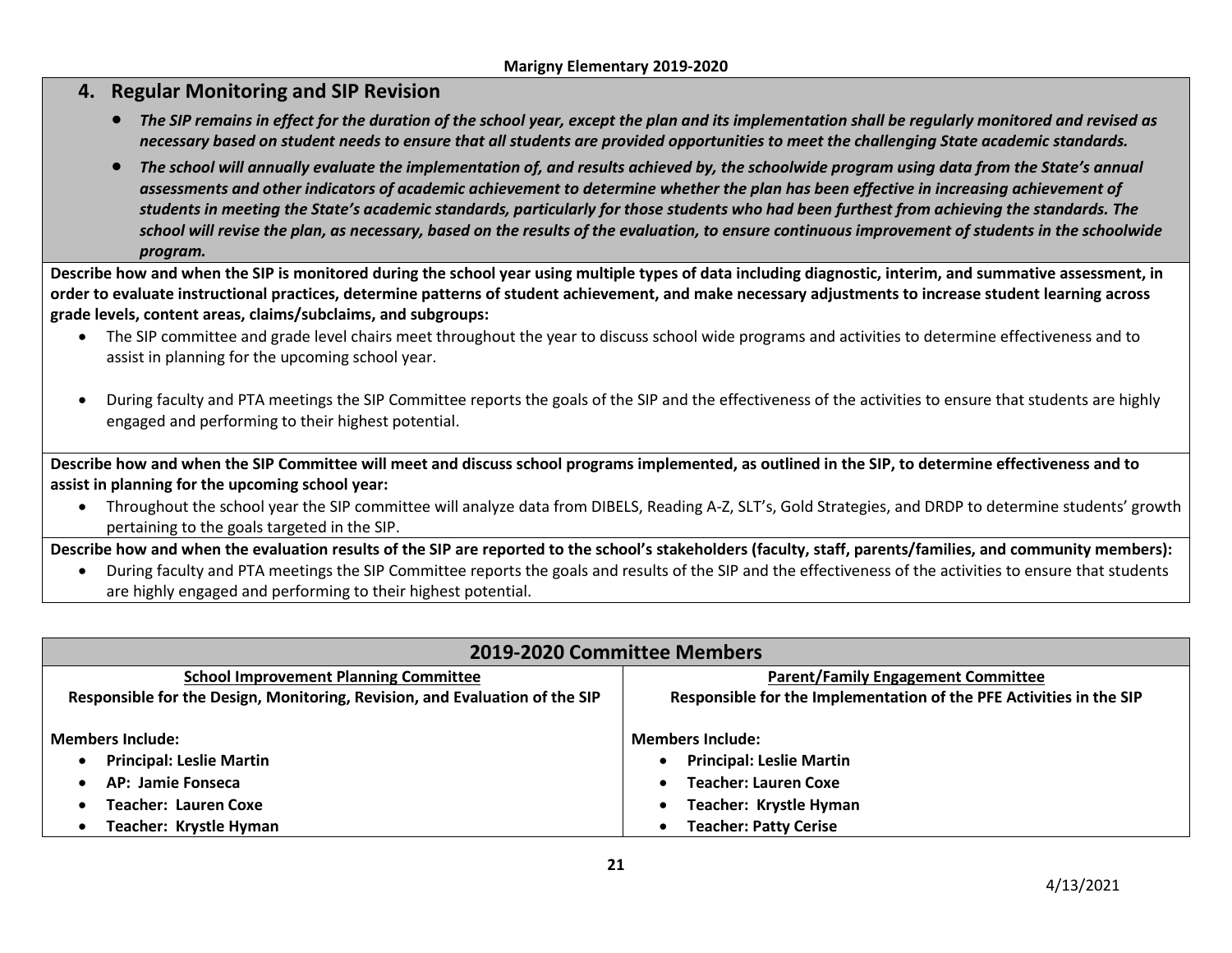## 4. Regular Monitoring and SIP Revision

- ***The SIP remains in effect for the duration of the school year, except the plan and its implementation shall be regularly monitored and revised as necessary based on student needs to ensure that all students are provided opportunities to meet the challenging State academic standards.***
- ***The school will annually evaluate the implementation of, and results achieved by, the schoolwide program using data from the State's annual assessments and other indicators of academic achievement to determine whether the plan has been effective in increasing achievement of students in meeting the State's academic standards, particularly for those students who had been furthest from achieving the standards. The school will revise the plan, as necessary, based on the results of the evaluation, to ensure continuous improvement of students in the schoolwide program.***

**Describe how and when the SIP is monitored during the school year using multiple types of data including diagnostic, interim, and summative assessment, in order to evaluate instructional practices, determine patterns of student achievement, and make necessary adjustments to increase student learning across grade levels, content areas, claims/subclaims, and subgroups:**

- The SIP committee and grade level chairs meet throughout the year to discuss school wide programs and activities to determine effectiveness and to assist in planning for the upcoming school year.
- During faculty and PTA meetings the SIP Committee reports the goals of the SIP and the effectiveness of the activities to ensure that students are highly engaged and performing to their highest potential.

**Describe how and when the SIP Committee will meet and discuss school programs implemented, as outlined in the SIP, to determine effectiveness and to assist in planning for the upcoming school year:**

- Throughout the school year the SIP committee will analyze data from DIBELS, Reading A-Z, SLT's, Gold Strategies, and DRDP to determine students' growth pertaining to the goals targeted in the SIP.

**Describe how and when the evaluation results of the SIP are reported to the school's stakeholders (faculty, staff, parents/families, and community members):**

- During faculty and PTA meetings the SIP Committee reports the goals and results of the SIP and the effectiveness of the activities to ensure that students are highly engaged and performing to their highest potential.

| 2019-2020 Committee Members | |
|---|---|
| **School Improvement Planning Committee**<br>**Responsible for the Design, Monitoring, Revision, and Evaluation of the SIP** | **Parent/Family Engagement Committee**<br>**Responsible for the Implementation of the PFE Activities in the SIP** |
| **Members Include:**<br>• **Principal: Leslie Martin**<br>• **AP: Jamie Fonseca**<br>• **Teacher: Lauren Coxe**<br>• **Teacher: Krystle Hyman** | **Members Include:**<br>• **Principal: Leslie Martin**<br>• **Teacher: Lauren Coxe**<br>• **Teacher: Krystle Hyman**<br>• **Teacher: Patty Cerise** |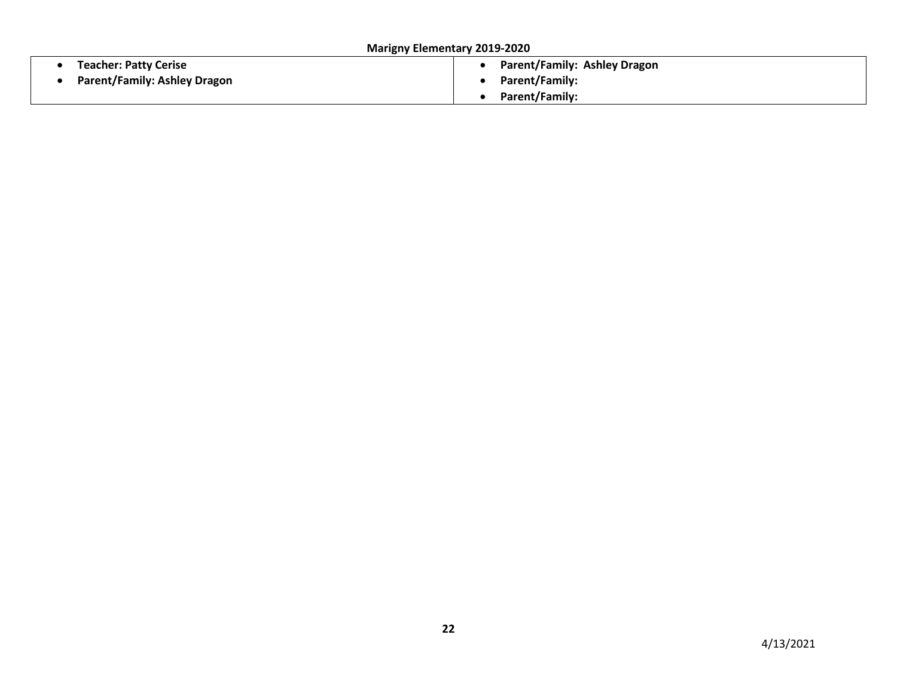**Marigny Elementary 2019-2020**

| | |
|---|---|
| • **Teacher: Patty Cerise**<br>• **Parent/Family: Ashley Dragon** | • **Parent/Family: Ashley Dragon**<br>• **Parent/Family:**<br>• **Parent/Family:** |

4/13/2021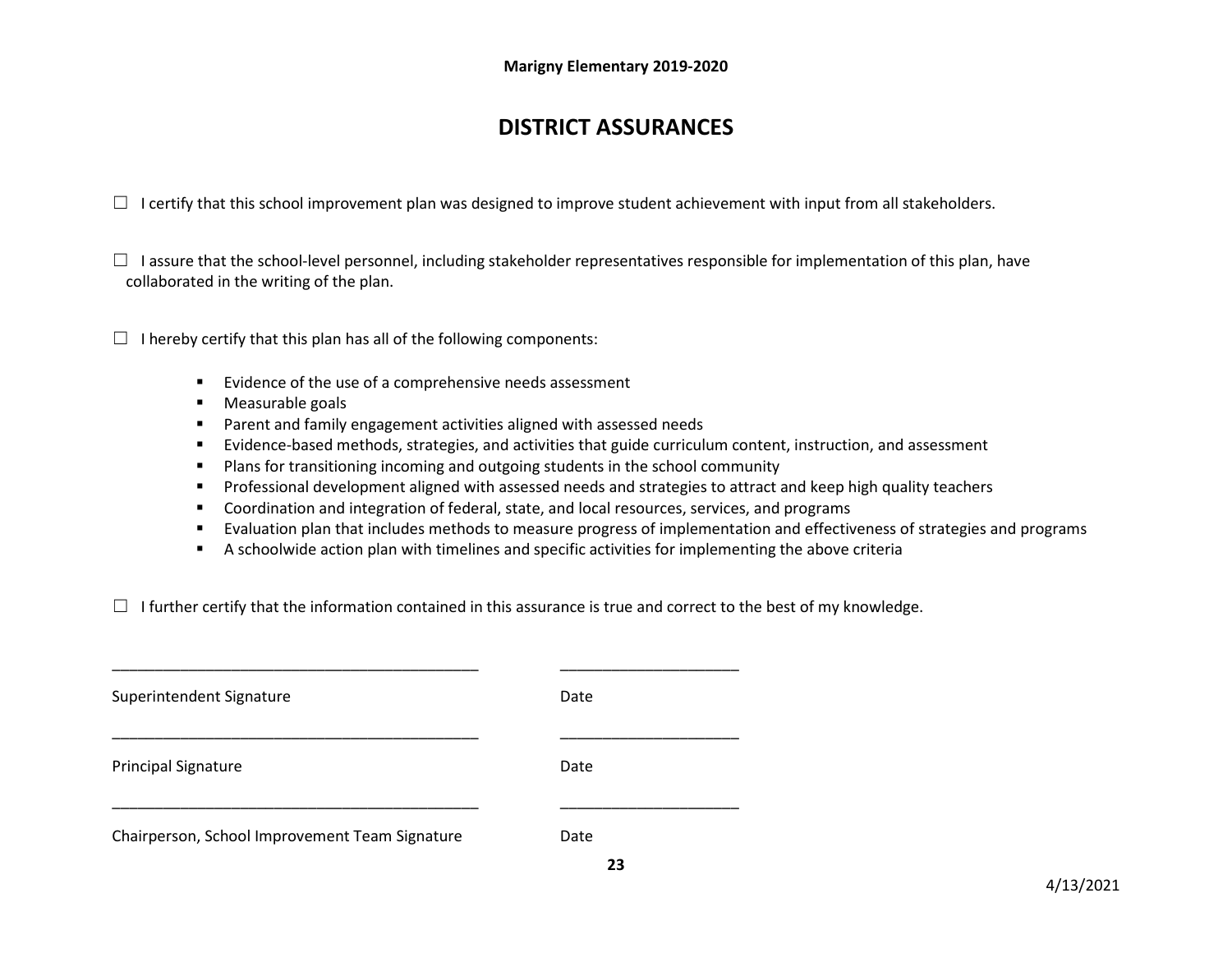Marigny Elementary 2019-2020

# DISTRICT ASSURANCES

☐ I certify that this school improvement plan was designed to improve student achievement with input from all stakeholders.

☐ I assure that the school-level personnel, including stakeholder representatives responsible for implementation of this plan, have collaborated in the writing of the plan.

☐ I hereby certify that this plan has all of the following components:

- Evidence of the use of a comprehensive needs assessment
- Measurable goals
- Parent and family engagement activities aligned with assessed needs
- Evidence-based methods, strategies, and activities that guide curriculum content, instruction, and assessment
- Plans for transitioning incoming and outgoing students in the school community
- Professional development aligned with assessed needs and strategies to attract and keep high quality teachers
- Coordination and integration of federal, state, and local resources, services, and programs
- Evaluation plan that includes methods to measure progress of implementation and effectiveness of strategies and programs
- A schoolwide action plan with timelines and specific activities for implementing the above criteria

☐ I further certify that the information contained in this assurance is true and correct to the best of my knowledge.

____________________________________________ _____________________

Superintendent Signature Date

____________________________________________ _____________________

Principal Signature Date

____________________________________________ _____________________

Chairperson, School Improvement Team Signature Date

4/13/2021